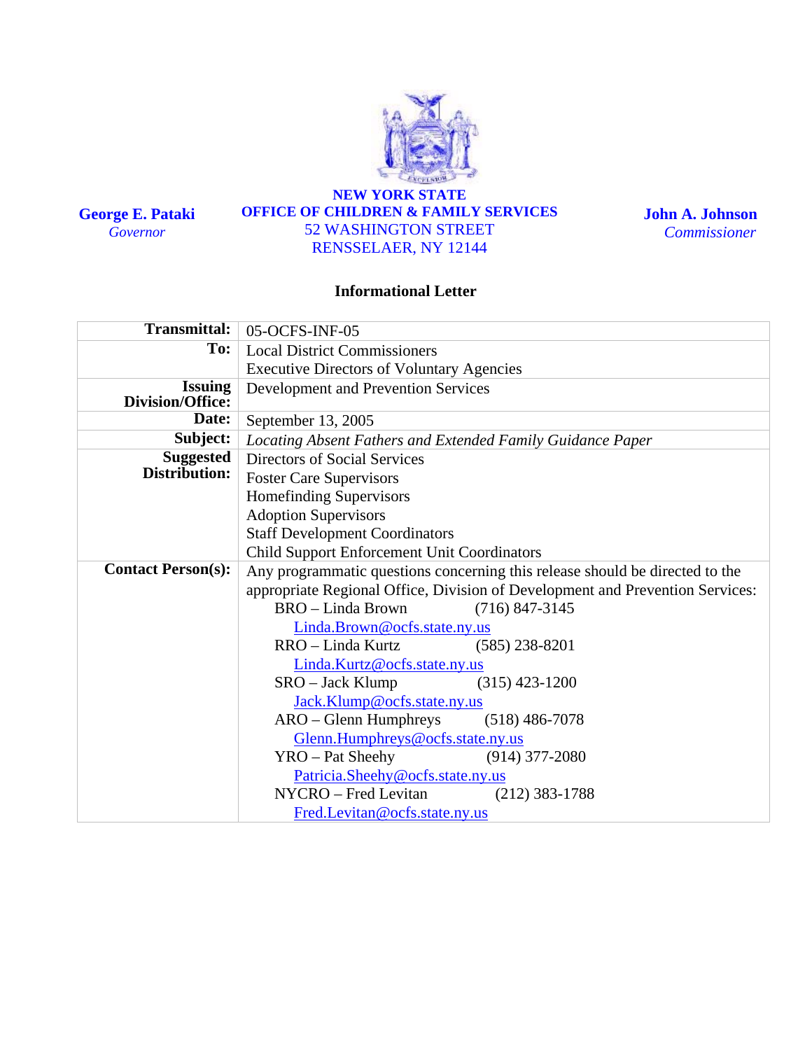**George E. Pataki**
*Governor*

**NEW YORK STATE**
**OFFICE OF CHILDREN & FAMILY SERVICES**
52 WASHINGTON STREET
RENSSELAER, NY 12144

**John A. Johnson**
*Commissioner*

## Informational Letter

| | |
|---|---|
| **Transmittal:** | 05-OCFS-INF-05 |
| **To:** | Local District Commissioners<br>Executive Directors of Voluntary Agencies |
| **Issuing Division/Office:** | Development and Prevention Services |
| **Date:** | September 13, 2005 |
| **Subject:** | *Locating Absent Fathers and Extended Family Guidance Paper* |
| **Suggested Distribution:** | Directors of Social Services<br>Foster Care Supervisors<br>Homefinding Supervisors<br>Adoption Supervisors<br>Staff Development Coordinators<br>Child Support Enforcement Unit Coordinators |
| **Contact Person(s):** | Any programmatic questions concerning this release should be directed to the appropriate Regional Office, Division of Development and Prevention Services:<br>BRO – Linda Brown (716) 847-3145<br>Linda.Brown@ocfs.state.ny.us<br>RRO – Linda Kurtz (585) 238-8201<br>Linda.Kurtz@ocfs.state.ny.us<br>SRO – Jack Klump (315) 423-1200<br>Jack.Klump@ocfs.state.ny.us<br>ARO – Glenn Humphreys (518) 486-7078<br>Glenn.Humphreys@ocfs.state.ny.us<br>YRO – Pat Sheehy (914) 377-2080<br>Patricia.Sheehy@ocfs.state.ny.us<br>NYCRO – Fred Levitan (212) 383-1788<br>Fred.Levitan@ocfs.state.ny.us |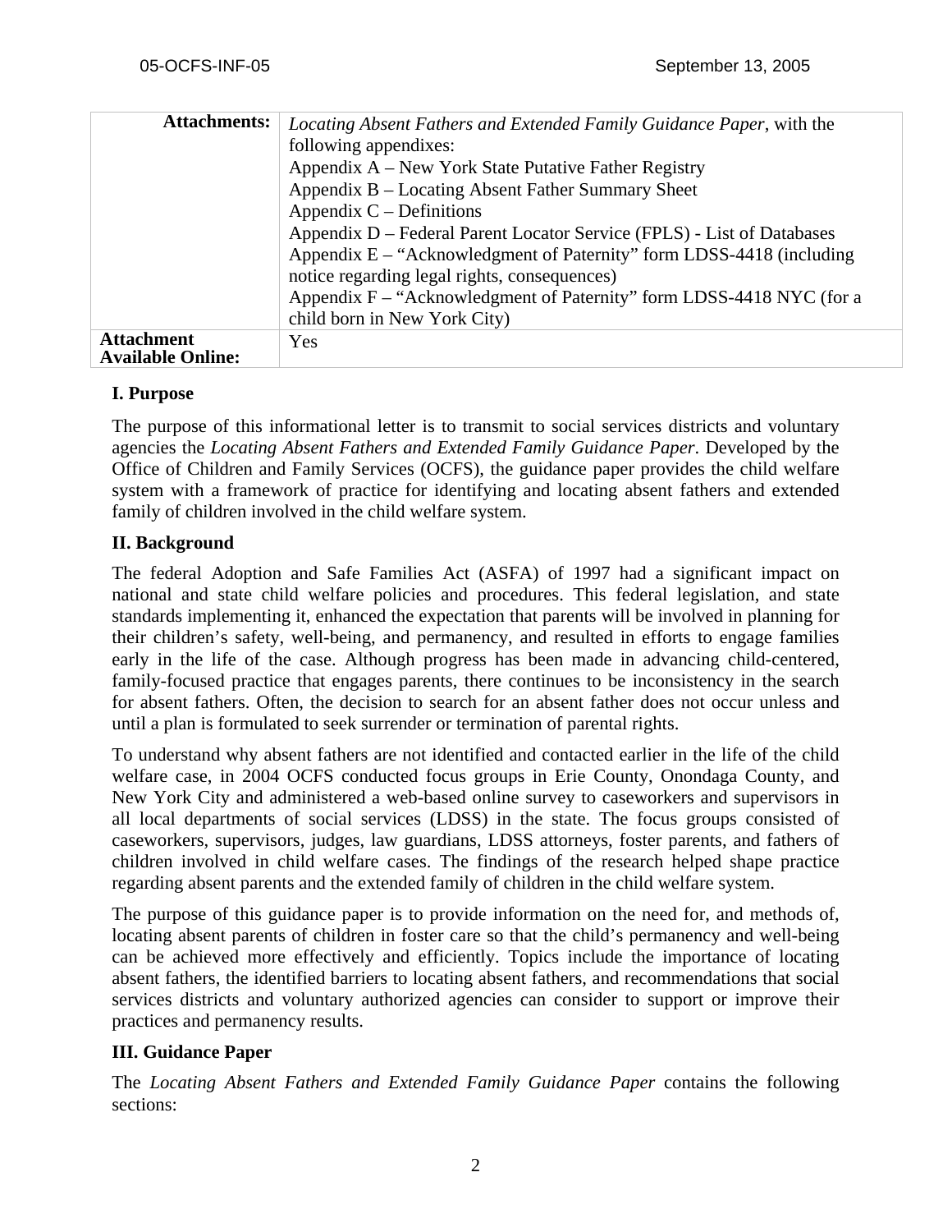| **Attachments:** | *Locating Absent Fathers and Extended Family Guidance Paper*, with the following appendixes:<br>Appendix A – New York State Putative Father Registry<br>Appendix B – Locating Absent Father Summary Sheet<br>Appendix C – Definitions<br>Appendix D – Federal Parent Locator Service (FPLS) - List of Databases<br>Appendix E – "Acknowledgment of Paternity" form LDSS-4418 (including notice regarding legal rights, consequences)<br>Appendix F – "Acknowledgment of Paternity" form LDSS-4418 NYC (for a child born in New York City) |
|---|---|
| **Attachment Available Online:** | Yes |

**I. Purpose**

The purpose of this informational letter is to transmit to social services districts and voluntary agencies the *Locating Absent Fathers and Extended Family Guidance Paper*. Developed by the Office of Children and Family Services (OCFS), the guidance paper provides the child welfare system with a framework of practice for identifying and locating absent fathers and extended family of children involved in the child welfare system.

**II. Background**

The federal Adoption and Safe Families Act (ASFA) of 1997 had a significant impact on national and state child welfare policies and procedures. This federal legislation, and state standards implementing it, enhanced the expectation that parents will be involved in planning for their children's safety, well-being, and permanency, and resulted in efforts to engage families early in the life of the case. Although progress has been made in advancing child-centered, family-focused practice that engages parents, there continues to be inconsistency in the search for absent fathers. Often, the decision to search for an absent father does not occur unless and until a plan is formulated to seek surrender or termination of parental rights.

To understand why absent fathers are not identified and contacted earlier in the life of the child welfare case, in 2004 OCFS conducted focus groups in Erie County, Onondaga County, and New York City and administered a web-based online survey to caseworkers and supervisors in all local departments of social services (LDSS) in the state. The focus groups consisted of caseworkers, supervisors, judges, law guardians, LDSS attorneys, foster parents, and fathers of children involved in child welfare cases. The findings of the research helped shape practice regarding absent parents and the extended family of children in the child welfare system.

The purpose of this guidance paper is to provide information on the need for, and methods of, locating absent parents of children in foster care so that the child's permanency and well-being can be achieved more effectively and efficiently. Topics include the importance of locating absent fathers, the identified barriers to locating absent fathers, and recommendations that social services districts and voluntary authorized agencies can consider to support or improve their practices and permanency results.

**III. Guidance Paper**

The *Locating Absent Fathers and Extended Family Guidance Paper* contains the following sections: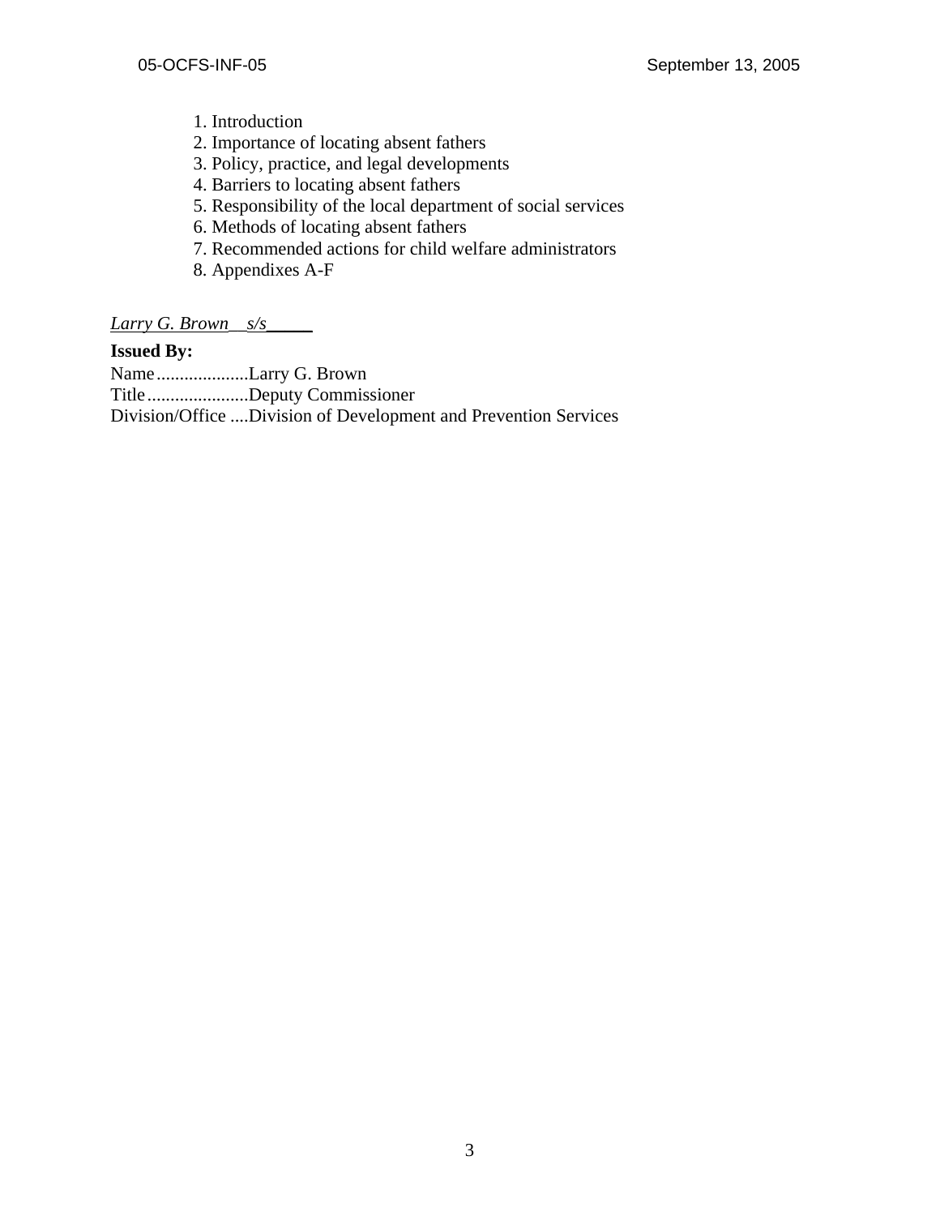1. Introduction
2. Importance of locating absent fathers
3. Policy, practice, and legal developments
4. Barriers to locating absent fathers
5. Responsibility of the local department of social services
6. Methods of locating absent fathers
7. Recommended actions for child welfare administrators
8. Appendixes A-F

*Larry G. Brown* s/s

**Issued By:**
Name ....................Larry G. Brown
Title ......................Deputy Commissioner
Division/Office ....Division of Development and Prevention Services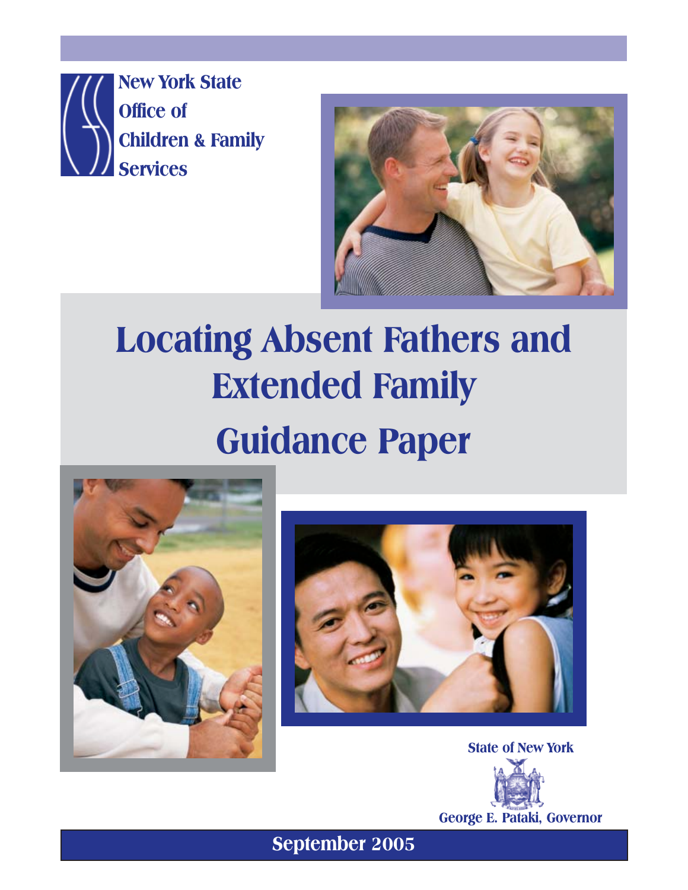New York State
Office of
Children & Family
Services

# Locating Absent Fathers and Extended Family Guidance Paper

State of New York

George E. Pataki, Governor

September 2005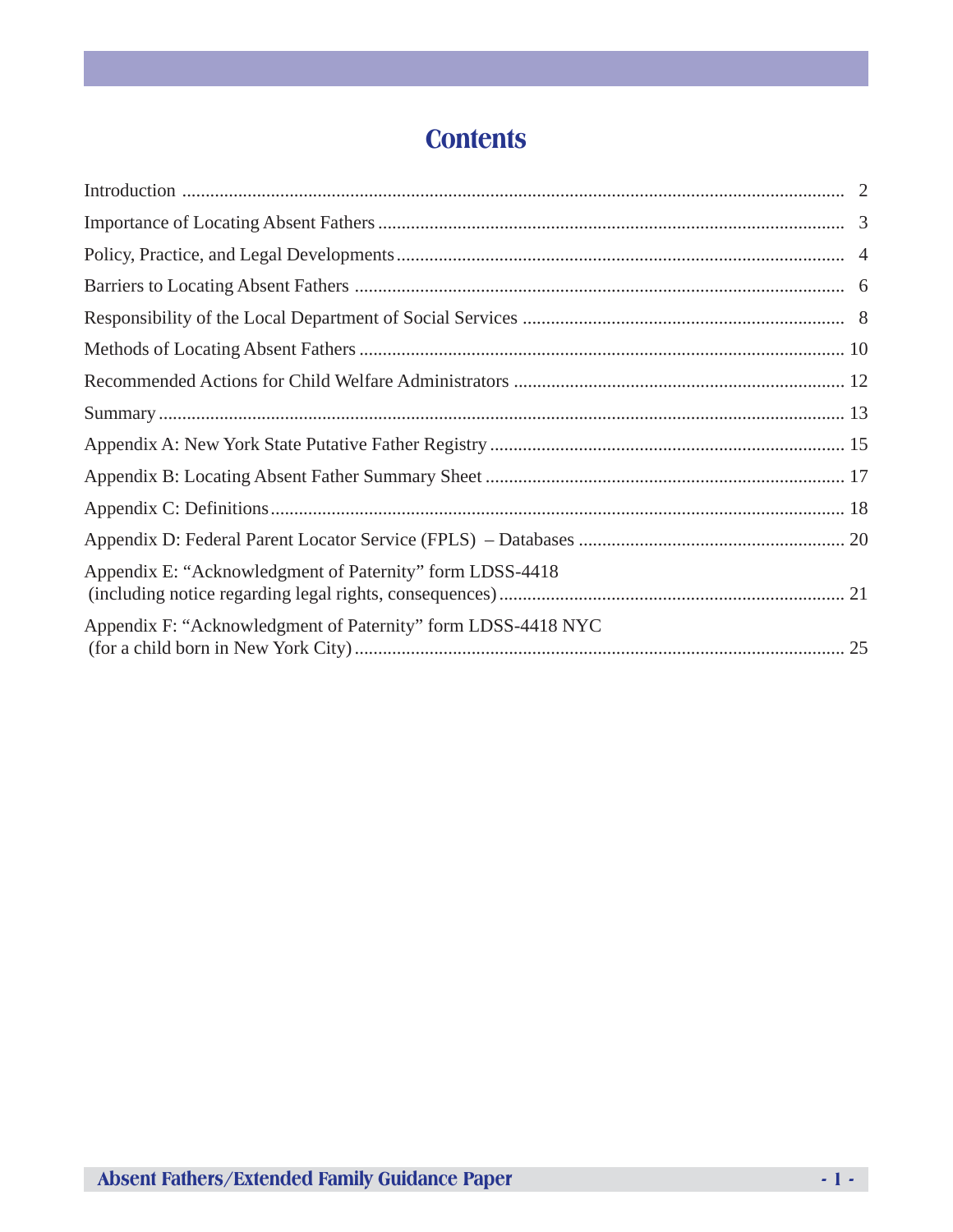# Contents

| | |
|---|---|
| Introduction | 2 |
| Importance of Locating Absent Fathers | 3 |
| Policy, Practice, and Legal Developments | 4 |
| Barriers to Locating Absent Fathers | 6 |
| Responsibility of the Local Department of Social Services | 8 |
| Methods of Locating Absent Fathers | 10 |
| Recommended Actions for Child Welfare Administrators | 12 |
| Summary | 13 |
| Appendix A: New York State Putative Father Registry | 15 |
| Appendix B: Locating Absent Father Summary Sheet | 17 |
| Appendix C: Definitions | 18 |
| Appendix D: Federal Parent Locator Service (FPLS) – Databases | 20 |
| Appendix E: "Acknowledgment of Paternity" form LDSS-4418 (including notice regarding legal rights, consequences) | 21 |
| Appendix F: "Acknowledgment of Paternity" form LDSS-4418 NYC (for a child born in New York City) | 25 |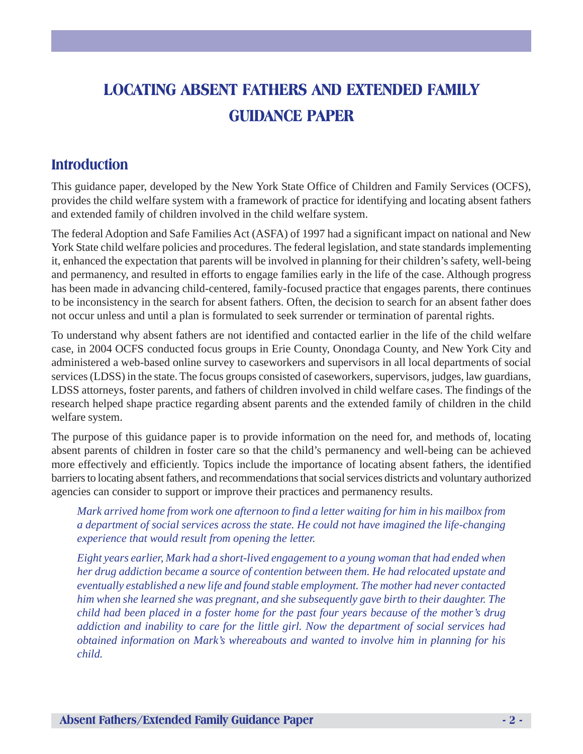# LOCATING ABSENT FATHERS AND EXTENDED FAMILY GUIDANCE PAPER

## Introduction

This guidance paper, developed by the New York State Office of Children and Family Services (OCFS), provides the child welfare system with a framework of practice for identifying and locating absent fathers and extended family of children involved in the child welfare system.

The federal Adoption and Safe Families Act (ASFA) of 1997 had a significant impact on national and New York State child welfare policies and procedures. The federal legislation, and state standards implementing it, enhanced the expectation that parents will be involved in planning for their children's safety, well-being and permanency, and resulted in efforts to engage families early in the life of the case. Although progress has been made in advancing child-centered, family-focused practice that engages parents, there continues to be inconsistency in the search for absent fathers. Often, the decision to search for an absent father does not occur unless and until a plan is formulated to seek surrender or termination of parental rights.

To understand why absent fathers are not identified and contacted earlier in the life of the child welfare case, in 2004 OCFS conducted focus groups in Erie County, Onondaga County, and New York City and administered a web-based online survey to caseworkers and supervisors in all local departments of social services (LDSS) in the state. The focus groups consisted of caseworkers, supervisors, judges, law guardians, LDSS attorneys, foster parents, and fathers of children involved in child welfare cases. The findings of the research helped shape practice regarding absent parents and the extended family of children in the child welfare system.

The purpose of this guidance paper is to provide information on the need for, and methods of, locating absent parents of children in foster care so that the child's permanency and well-being can be achieved more effectively and efficiently. Topics include the importance of locating absent fathers, the identified barriers to locating absent fathers, and recommendations that social services districts and voluntary authorized agencies can consider to support or improve their practices and permanency results.

*Mark arrived home from work one afternoon to find a letter waiting for him in his mailbox from a department of social services across the state. He could not have imagined the life-changing experience that would result from opening the letter.*

*Eight years earlier, Mark had a short-lived engagement to a young woman that had ended when her drug addiction became a source of contention between them. He had relocated upstate and eventually established a new life and found stable employment. The mother had never contacted him when she learned she was pregnant, and she subsequently gave birth to their daughter. The child had been placed in a foster home for the past four years because of the mother's drug addiction and inability to care for the little girl. Now the department of social services had obtained information on Mark's whereabouts and wanted to involve him in planning for his child.*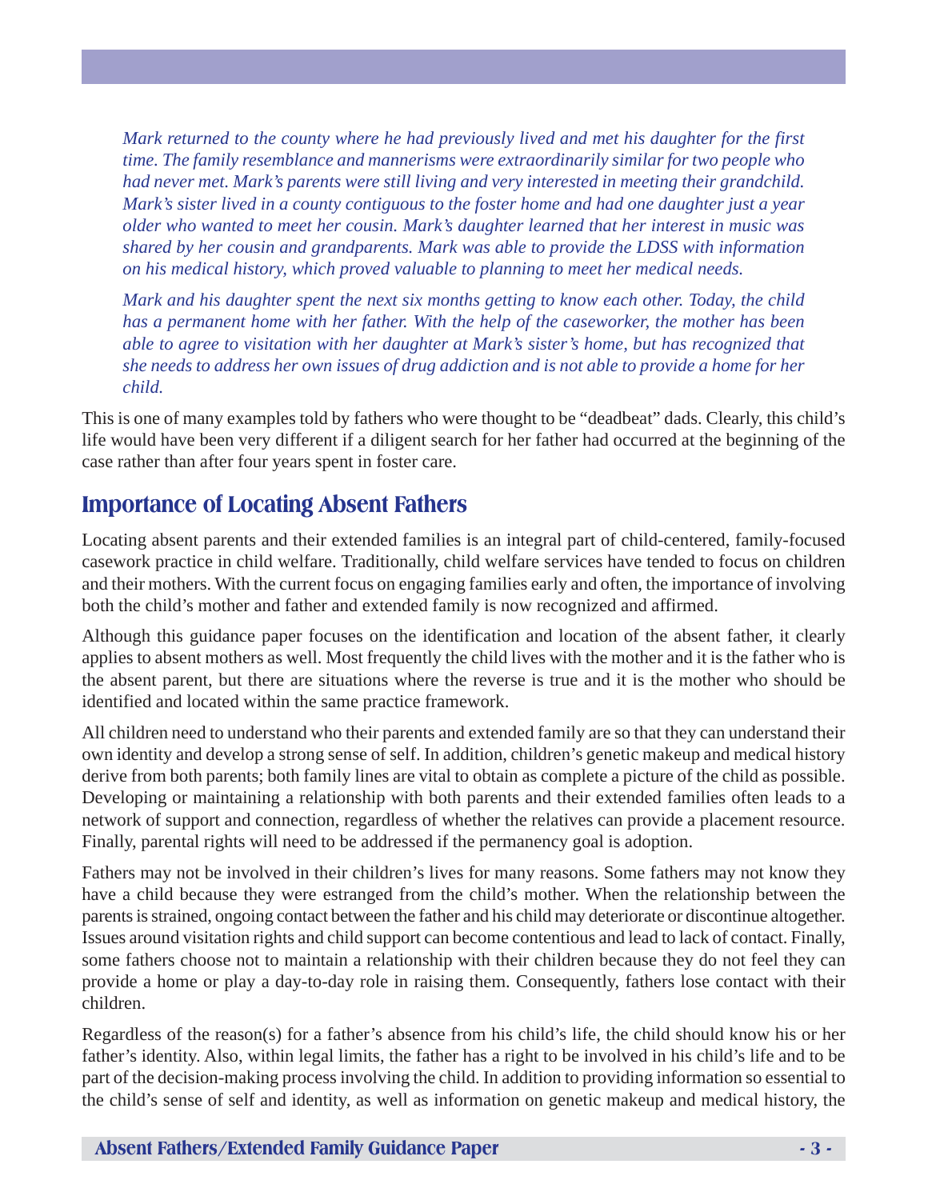*Mark returned to the county where he had previously lived and met his daughter for the first time. The family resemblance and mannerisms were extraordinarily similar for two people who had never met. Mark's parents were still living and very interested in meeting their grandchild. Mark's sister lived in a county contiguous to the foster home and had one daughter just a year older who wanted to meet her cousin. Mark's daughter learned that her interest in music was shared by her cousin and grandparents. Mark was able to provide the LDSS with information on his medical history, which proved valuable to planning to meet her medical needs.*

*Mark and his daughter spent the next six months getting to know each other. Today, the child has a permanent home with her father. With the help of the caseworker, the mother has been able to agree to visitation with her daughter at Mark's sister's home, but has recognized that she needs to address her own issues of drug addiction and is not able to provide a home for her child.*

This is one of many examples told by fathers who were thought to be "deadbeat" dads. Clearly, this child's life would have been very different if a diligent search for her father had occurred at the beginning of the case rather than after four years spent in foster care.

## Importance of Locating Absent Fathers

Locating absent parents and their extended families is an integral part of child-centered, family-focused casework practice in child welfare. Traditionally, child welfare services have tended to focus on children and their mothers. With the current focus on engaging families early and often, the importance of involving both the child's mother and father and extended family is now recognized and affirmed.

Although this guidance paper focuses on the identification and location of the absent father, it clearly applies to absent mothers as well. Most frequently the child lives with the mother and it is the father who is the absent parent, but there are situations where the reverse is true and it is the mother who should be identified and located within the same practice framework.

All children need to understand who their parents and extended family are so that they can understand their own identity and develop a strong sense of self. In addition, children's genetic makeup and medical history derive from both parents; both family lines are vital to obtain as complete a picture of the child as possible. Developing or maintaining a relationship with both parents and their extended families often leads to a network of support and connection, regardless of whether the relatives can provide a placement resource. Finally, parental rights will need to be addressed if the permanency goal is adoption.

Fathers may not be involved in their children's lives for many reasons. Some fathers may not know they have a child because they were estranged from the child's mother. When the relationship between the parents is strained, ongoing contact between the father and his child may deteriorate or discontinue altogether. Issues around visitation rights and child support can become contentious and lead to lack of contact. Finally, some fathers choose not to maintain a relationship with their children because they do not feel they can provide a home or play a day-to-day role in raising them. Consequently, fathers lose contact with their children.

Regardless of the reason(s) for a father's absence from his child's life, the child should know his or her father's identity. Also, within legal limits, the father has a right to be involved in his child's life and to be part of the decision-making process involving the child. In addition to providing information so essential to the child's sense of self and identity, as well as information on genetic makeup and medical history, the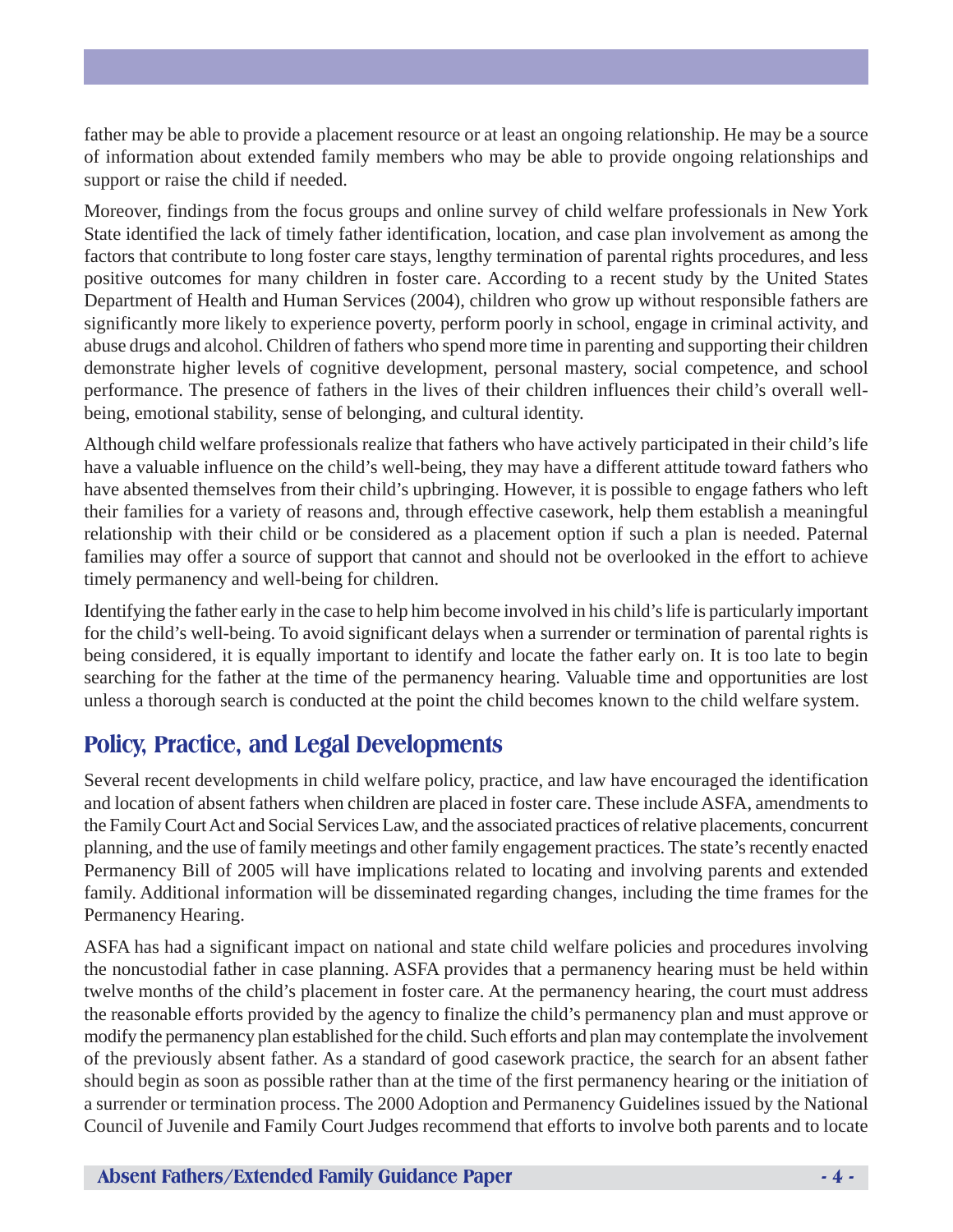father may be able to provide a placement resource or at least an ongoing relationship. He may be a source of information about extended family members who may be able to provide ongoing relationships and support or raise the child if needed.

Moreover, findings from the focus groups and online survey of child welfare professionals in New York State identified the lack of timely father identification, location, and case plan involvement as among the factors that contribute to long foster care stays, lengthy termination of parental rights procedures, and less positive outcomes for many children in foster care. According to a recent study by the United States Department of Health and Human Services (2004), children who grow up without responsible fathers are significantly more likely to experience poverty, perform poorly in school, engage in criminal activity, and abuse drugs and alcohol. Children of fathers who spend more time in parenting and supporting their children demonstrate higher levels of cognitive development, personal mastery, social competence, and school performance. The presence of fathers in the lives of their children influences their child's overall well-being, emotional stability, sense of belonging, and cultural identity.

Although child welfare professionals realize that fathers who have actively participated in their child's life have a valuable influence on the child's well-being, they may have a different attitude toward fathers who have absented themselves from their child's upbringing. However, it is possible to engage fathers who left their families for a variety of reasons and, through effective casework, help them establish a meaningful relationship with their child or be considered as a placement option if such a plan is needed. Paternal families may offer a source of support that cannot and should not be overlooked in the effort to achieve timely permanency and well-being for children.

Identifying the father early in the case to help him become involved in his child's life is particularly important for the child's well-being. To avoid significant delays when a surrender or termination of parental rights is being considered, it is equally important to identify and locate the father early on. It is too late to begin searching for the father at the time of the permanency hearing. Valuable time and opportunities are lost unless a thorough search is conducted at the point the child becomes known to the child welfare system.

## Policy, Practice, and Legal Developments

Several recent developments in child welfare policy, practice, and law have encouraged the identification and location of absent fathers when children are placed in foster care. These include ASFA, amendments to the Family Court Act and Social Services Law, and the associated practices of relative placements, concurrent planning, and the use of family meetings and other family engagement practices. The state's recently enacted Permanency Bill of 2005 will have implications related to locating and involving parents and extended family. Additional information will be disseminated regarding changes, including the time frames for the Permanency Hearing.

ASFA has had a significant impact on national and state child welfare policies and procedures involving the noncustodial father in case planning. ASFA provides that a permanency hearing must be held within twelve months of the child's placement in foster care. At the permanency hearing, the court must address the reasonable efforts provided by the agency to finalize the child's permanency plan and must approve or modify the permanency plan established for the child. Such efforts and plan may contemplate the involvement of the previously absent father. As a standard of good casework practice, the search for an absent father should begin as soon as possible rather than at the time of the first permanency hearing or the initiation of a surrender or termination process. The 2000 Adoption and Permanency Guidelines issued by the National Council of Juvenile and Family Court Judges recommend that efforts to involve both parents and to locate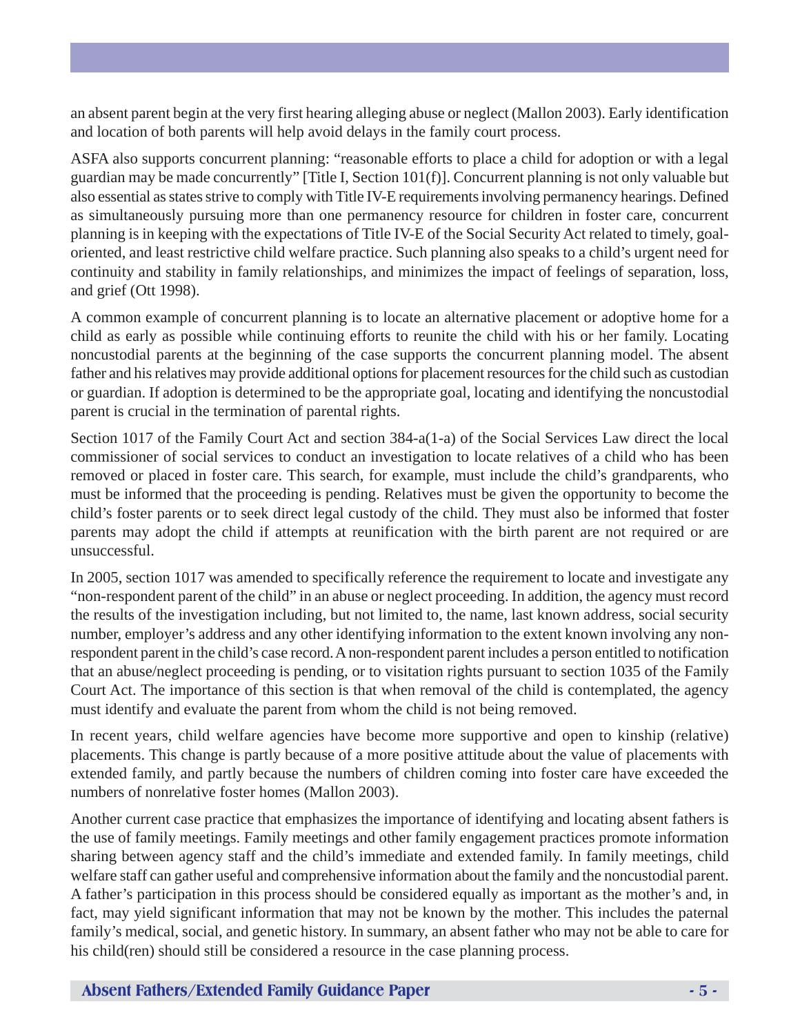an absent parent begin at the very first hearing alleging abuse or neglect (Mallon 2003). Early identification and location of both parents will help avoid delays in the family court process.

ASFA also supports concurrent planning: "reasonable efforts to place a child for adoption or with a legal guardian may be made concurrently" [Title I, Section 101(f)]. Concurrent planning is not only valuable but also essential as states strive to comply with Title IV-E requirements involving permanency hearings. Defined as simultaneously pursuing more than one permanency resource for children in foster care, concurrent planning is in keeping with the expectations of Title IV-E of the Social Security Act related to timely, goal-oriented, and least restrictive child welfare practice. Such planning also speaks to a child's urgent need for continuity and stability in family relationships, and minimizes the impact of feelings of separation, loss, and grief (Ott 1998).

A common example of concurrent planning is to locate an alternative placement or adoptive home for a child as early as possible while continuing efforts to reunite the child with his or her family. Locating noncustodial parents at the beginning of the case supports the concurrent planning model. The absent father and his relatives may provide additional options for placement resources for the child such as custodian or guardian. If adoption is determined to be the appropriate goal, locating and identifying the noncustodial parent is crucial in the termination of parental rights.

Section 1017 of the Family Court Act and section 384-a(1-a) of the Social Services Law direct the local commissioner of social services to conduct an investigation to locate relatives of a child who has been removed or placed in foster care. This search, for example, must include the child's grandparents, who must be informed that the proceeding is pending. Relatives must be given the opportunity to become the child's foster parents or to seek direct legal custody of the child. They must also be informed that foster parents may adopt the child if attempts at reunification with the birth parent are not required or are unsuccessful.

In 2005, section 1017 was amended to specifically reference the requirement to locate and investigate any "non-respondent parent of the child" in an abuse or neglect proceeding. In addition, the agency must record the results of the investigation including, but not limited to, the name, last known address, social security number, employer's address and any other identifying information to the extent known involving any non-respondent parent in the child's case record. A non-respondent parent includes a person entitled to notification that an abuse/neglect proceeding is pending, or to visitation rights pursuant to section 1035 of the Family Court Act. The importance of this section is that when removal of the child is contemplated, the agency must identify and evaluate the parent from whom the child is not being removed.

In recent years, child welfare agencies have become more supportive and open to kinship (relative) placements. This change is partly because of a more positive attitude about the value of placements with extended family, and partly because the numbers of children coming into foster care have exceeded the numbers of nonrelative foster homes (Mallon 2003).

Another current case practice that emphasizes the importance of identifying and locating absent fathers is the use of family meetings. Family meetings and other family engagement practices promote information sharing between agency staff and the child's immediate and extended family. In family meetings, child welfare staff can gather useful and comprehensive information about the family and the noncustodial parent. A father's participation in this process should be considered equally as important as the mother's and, in fact, may yield significant information that may not be known by the mother. This includes the paternal family's medical, social, and genetic history. In summary, an absent father who may not be able to care for his child(ren) should still be considered a resource in the case planning process.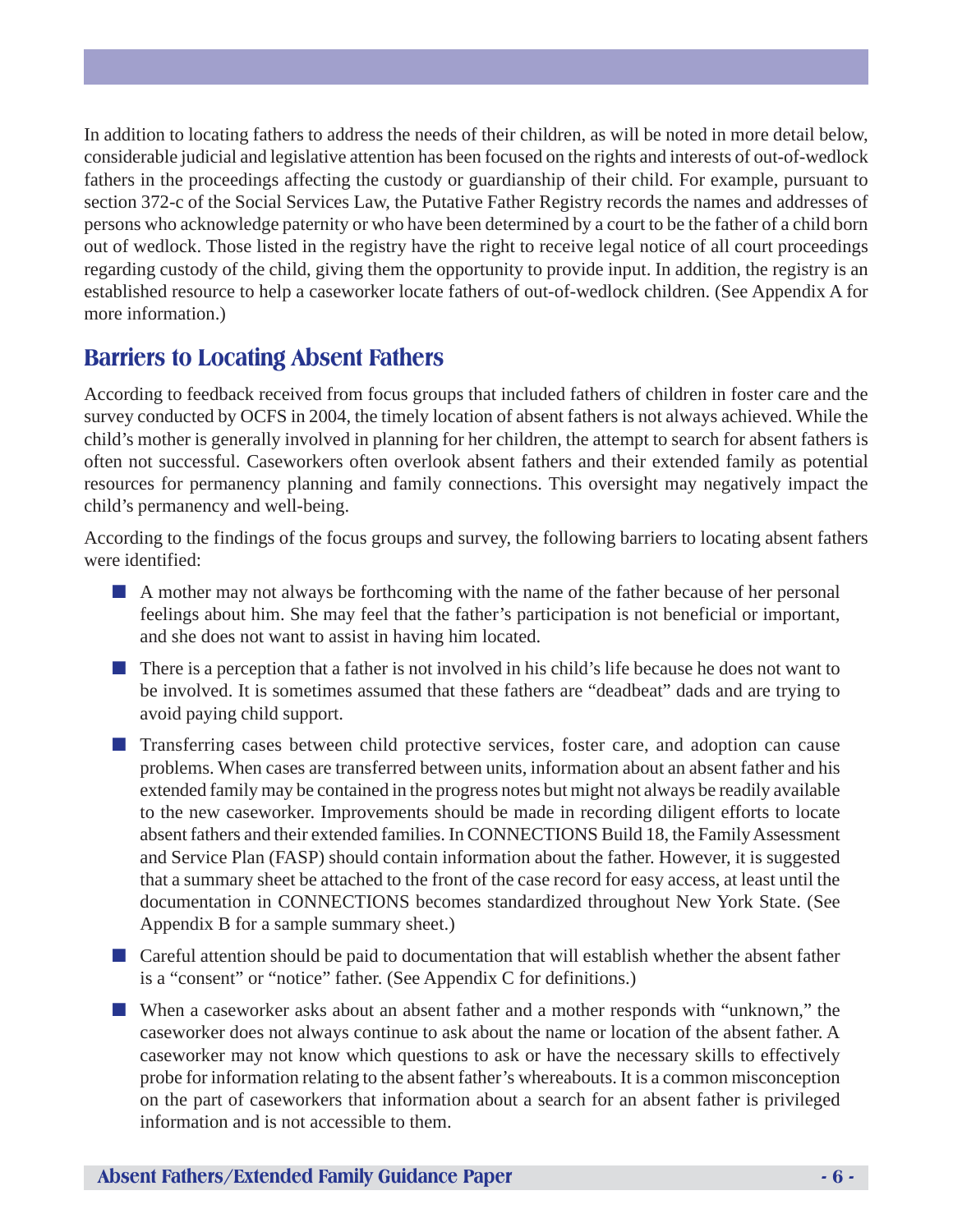In addition to locating fathers to address the needs of their children, as will be noted in more detail below, considerable judicial and legislative attention has been focused on the rights and interests of out-of-wedlock fathers in the proceedings affecting the custody or guardianship of their child. For example, pursuant to section 372-c of the Social Services Law, the Putative Father Registry records the names and addresses of persons who acknowledge paternity or who have been determined by a court to be the father of a child born out of wedlock. Those listed in the registry have the right to receive legal notice of all court proceedings regarding custody of the child, giving them the opportunity to provide input. In addition, the registry is an established resource to help a caseworker locate fathers of out-of-wedlock children. (See Appendix A for more information.)

## Barriers to Locating Absent Fathers

According to feedback received from focus groups that included fathers of children in foster care and the survey conducted by OCFS in 2004, the timely location of absent fathers is not always achieved. While the child's mother is generally involved in planning for her children, the attempt to search for absent fathers is often not successful. Caseworkers often overlook absent fathers and their extended family as potential resources for permanency planning and family connections. This oversight may negatively impact the child's permanency and well-being.

According to the findings of the focus groups and survey, the following barriers to locating absent fathers were identified:

- A mother may not always be forthcoming with the name of the father because of her personal feelings about him. She may feel that the father's participation is not beneficial or important, and she does not want to assist in having him located.
- There is a perception that a father is not involved in his child's life because he does not want to be involved. It is sometimes assumed that these fathers are "deadbeat" dads and are trying to avoid paying child support.
- Transferring cases between child protective services, foster care, and adoption can cause problems. When cases are transferred between units, information about an absent father and his extended family may be contained in the progress notes but might not always be readily available to the new caseworker. Improvements should be made in recording diligent efforts to locate absent fathers and their extended families. In CONNECTIONS Build 18, the Family Assessment and Service Plan (FASP) should contain information about the father. However, it is suggested that a summary sheet be attached to the front of the case record for easy access, at least until the documentation in CONNECTIONS becomes standardized throughout New York State. (See Appendix B for a sample summary sheet.)
- Careful attention should be paid to documentation that will establish whether the absent father is a "consent" or "notice" father. (See Appendix C for definitions.)
- When a caseworker asks about an absent father and a mother responds with "unknown," the caseworker does not always continue to ask about the name or location of the absent father. A caseworker may not know which questions to ask or have the necessary skills to effectively probe for information relating to the absent father's whereabouts. It is a common misconception on the part of caseworkers that information about a search for an absent father is privileged information and is not accessible to them.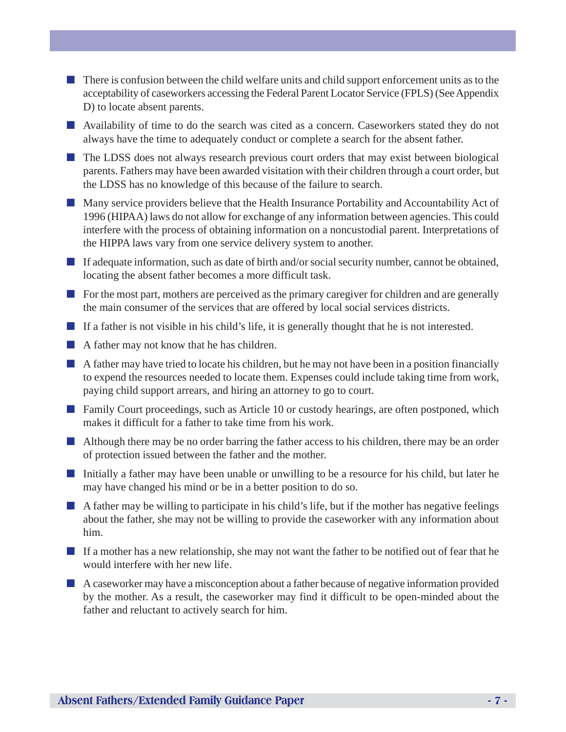- There is confusion between the child welfare units and child support enforcement units as to the acceptability of caseworkers accessing the Federal Parent Locator Service (FPLS) (See Appendix D) to locate absent parents.
- Availability of time to do the search was cited as a concern. Caseworkers stated they do not always have the time to adequately conduct or complete a search for the absent father.
- The LDSS does not always research previous court orders that may exist between biological parents. Fathers may have been awarded visitation with their children through a court order, but the LDSS has no knowledge of this because of the failure to search.
- Many service providers believe that the Health Insurance Portability and Accountability Act of 1996 (HIPAA) laws do not allow for exchange of any information between agencies. This could interfere with the process of obtaining information on a noncustodial parent. Interpretations of the HIPPA laws vary from one service delivery system to another.
- If adequate information, such as date of birth and/or social security number, cannot be obtained, locating the absent father becomes a more difficult task.
- For the most part, mothers are perceived as the primary caregiver for children and are generally the main consumer of the services that are offered by local social services districts.
- If a father is not visible in his child's life, it is generally thought that he is not interested.
- A father may not know that he has children.
- A father may have tried to locate his children, but he may not have been in a position financially to expend the resources needed to locate them. Expenses could include taking time from work, paying child support arrears, and hiring an attorney to go to court.
- Family Court proceedings, such as Article 10 or custody hearings, are often postponed, which makes it difficult for a father to take time from his work.
- Although there may be no order barring the father access to his children, there may be an order of protection issued between the father and the mother.
- Initially a father may have been unable or unwilling to be a resource for his child, but later he may have changed his mind or be in a better position to do so.
- A father may be willing to participate in his child's life, but if the mother has negative feelings about the father, she may not be willing to provide the caseworker with any information about him.
- If a mother has a new relationship, she may not want the father to be notified out of fear that he would interfere with her new life.
- A caseworker may have a misconception about a father because of negative information provided by the mother. As a result, the caseworker may find it difficult to be open-minded about the father and reluctant to actively search for him.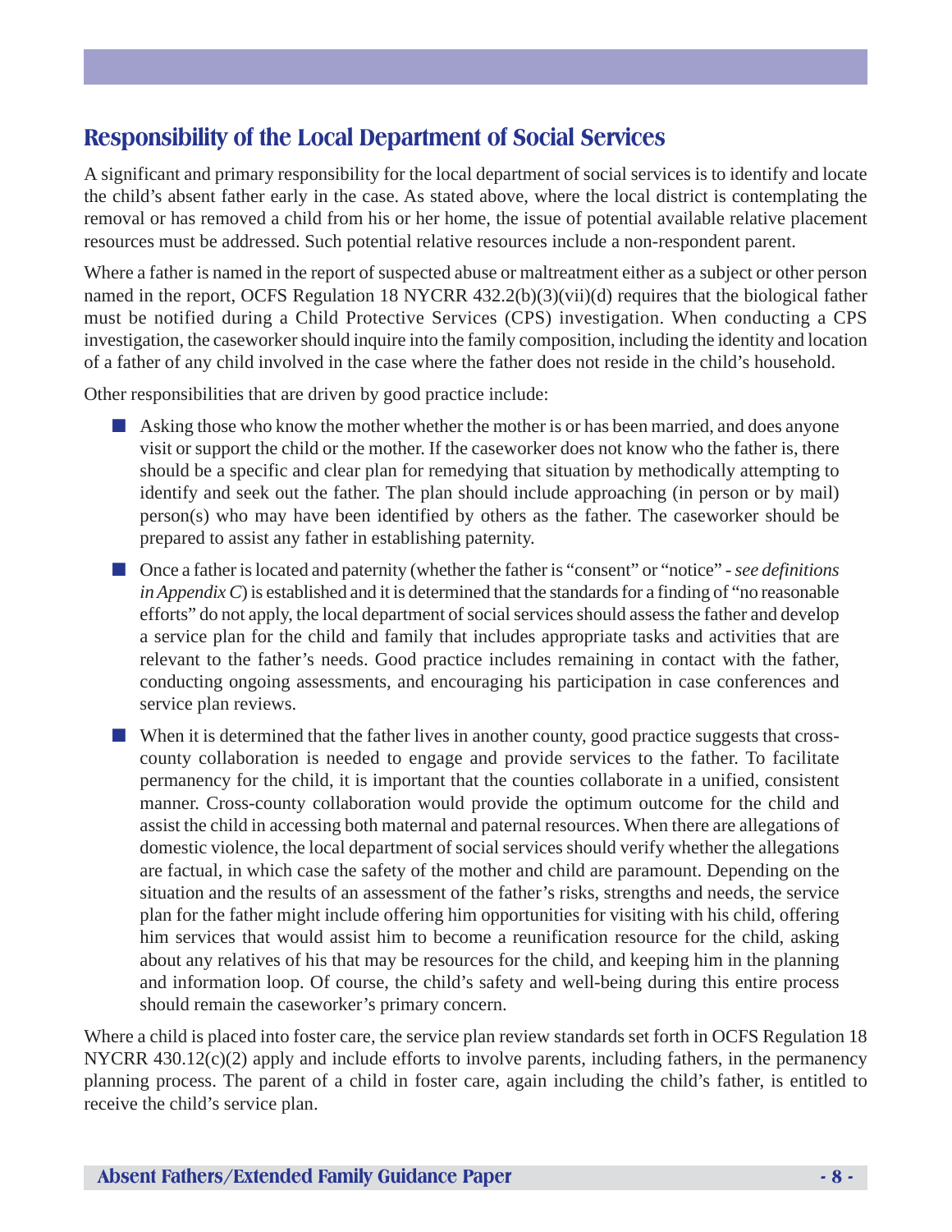## Responsibility of the Local Department of Social Services

A significant and primary responsibility for the local department of social services is to identify and locate the child's absent father early in the case. As stated above, where the local district is contemplating the removal or has removed a child from his or her home, the issue of potential available relative placement resources must be addressed. Such potential relative resources include a non-respondent parent.

Where a father is named in the report of suspected abuse or maltreatment either as a subject or other person named in the report, OCFS Regulation 18 NYCRR 432.2(b)(3)(vii)(d) requires that the biological father must be notified during a Child Protective Services (CPS) investigation. When conducting a CPS investigation, the caseworker should inquire into the family composition, including the identity and location of a father of any child involved in the case where the father does not reside in the child's household.

Other responsibilities that are driven by good practice include:

- Asking those who know the mother whether the mother is or has been married, and does anyone visit or support the child or the mother. If the caseworker does not know who the father is, there should be a specific and clear plan for remedying that situation by methodically attempting to identify and seek out the father. The plan should include approaching (in person or by mail) person(s) who may have been identified by others as the father. The caseworker should be prepared to assist any father in establishing paternity.
- Once a father is located and paternity (whether the father is "consent" or "notice" - *see definitions in Appendix C*) is established and it is determined that the standards for a finding of "no reasonable efforts" do not apply, the local department of social services should assess the father and develop a service plan for the child and family that includes appropriate tasks and activities that are relevant to the father's needs. Good practice includes remaining in contact with the father, conducting ongoing assessments, and encouraging his participation in case conferences and service plan reviews.
- When it is determined that the father lives in another county, good practice suggests that cross-county collaboration is needed to engage and provide services to the father. To facilitate permanency for the child, it is important that the counties collaborate in a unified, consistent manner. Cross-county collaboration would provide the optimum outcome for the child and assist the child in accessing both maternal and paternal resources. When there are allegations of domestic violence, the local department of social services should verify whether the allegations are factual, in which case the safety of the mother and child are paramount. Depending on the situation and the results of an assessment of the father's risks, strengths and needs, the service plan for the father might include offering him opportunities for visiting with his child, offering him services that would assist him to become a reunification resource for the child, asking about any relatives of his that may be resources for the child, and keeping him in the planning and information loop. Of course, the child's safety and well-being during this entire process should remain the caseworker's primary concern.

Where a child is placed into foster care, the service plan review standards set forth in OCFS Regulation 18 NYCRR 430.12(c)(2) apply and include efforts to involve parents, including fathers, in the permanency planning process. The parent of a child in foster care, again including the child's father, is entitled to receive the child's service plan.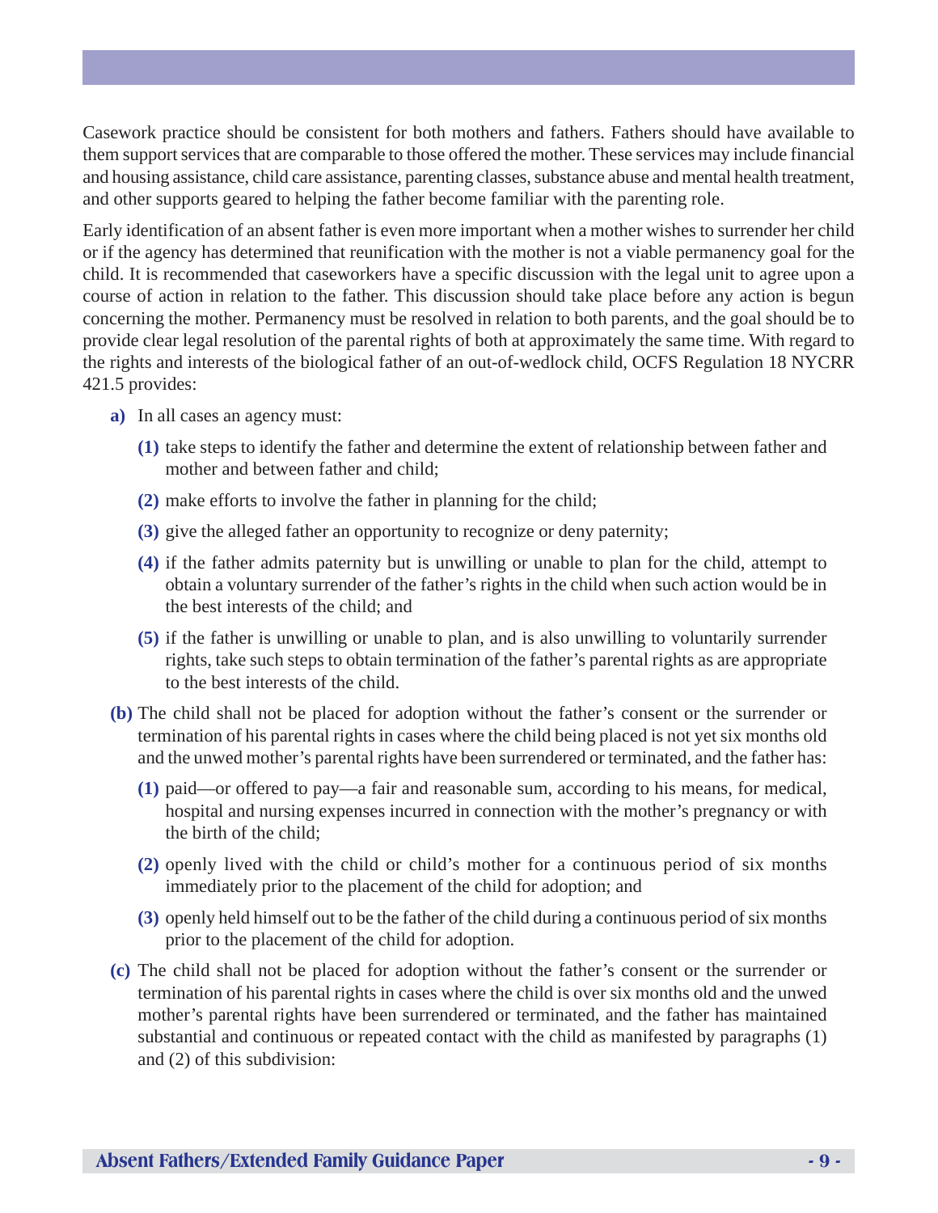Casework practice should be consistent for both mothers and fathers. Fathers should have available to them support services that are comparable to those offered the mother. These services may include financial and housing assistance, child care assistance, parenting classes, substance abuse and mental health treatment, and other supports geared to helping the father become familiar with the parenting role.

Early identification of an absent father is even more important when a mother wishes to surrender her child or if the agency has determined that reunification with the mother is not a viable permanency goal for the child. It is recommended that caseworkers have a specific discussion with the legal unit to agree upon a course of action in relation to the father. This discussion should take place before any action is begun concerning the mother. Permanency must be resolved in relation to both parents, and the goal should be to provide clear legal resolution of the parental rights of both at approximately the same time. With regard to the rights and interests of the biological father of an out-of-wedlock child, OCFS Regulation 18 NYCRR 421.5 provides:

**a)** In all cases an agency must:

- **(1)** take steps to identify the father and determine the extent of relationship between father and mother and between father and child;
- **(2)** make efforts to involve the father in planning for the child;
- **(3)** give the alleged father an opportunity to recognize or deny paternity;
- **(4)** if the father admits paternity but is unwilling or unable to plan for the child, attempt to obtain a voluntary surrender of the father's rights in the child when such action would be in the best interests of the child; and
- **(5)** if the father is unwilling or unable to plan, and is also unwilling to voluntarily surrender rights, take such steps to obtain termination of the father's parental rights as are appropriate to the best interests of the child.

**(b)** The child shall not be placed for adoption without the father's consent or the surrender or termination of his parental rights in cases where the child being placed is not yet six months old and the unwed mother's parental rights have been surrendered or terminated, and the father has:

- **(1)** paid—or offered to pay—a fair and reasonable sum, according to his means, for medical, hospital and nursing expenses incurred in connection with the mother's pregnancy or with the birth of the child;
- **(2)** openly lived with the child or child's mother for a continuous period of six months immediately prior to the placement of the child for adoption; and
- **(3)** openly held himself out to be the father of the child during a continuous period of six months prior to the placement of the child for adoption.

**(c)** The child shall not be placed for adoption without the father's consent or the surrender or termination of his parental rights in cases where the child is over six months old and the unwed mother's parental rights have been surrendered or terminated, and the father has maintained substantial and continuous or repeated contact with the child as manifested by paragraphs (1) and (2) of this subdivision: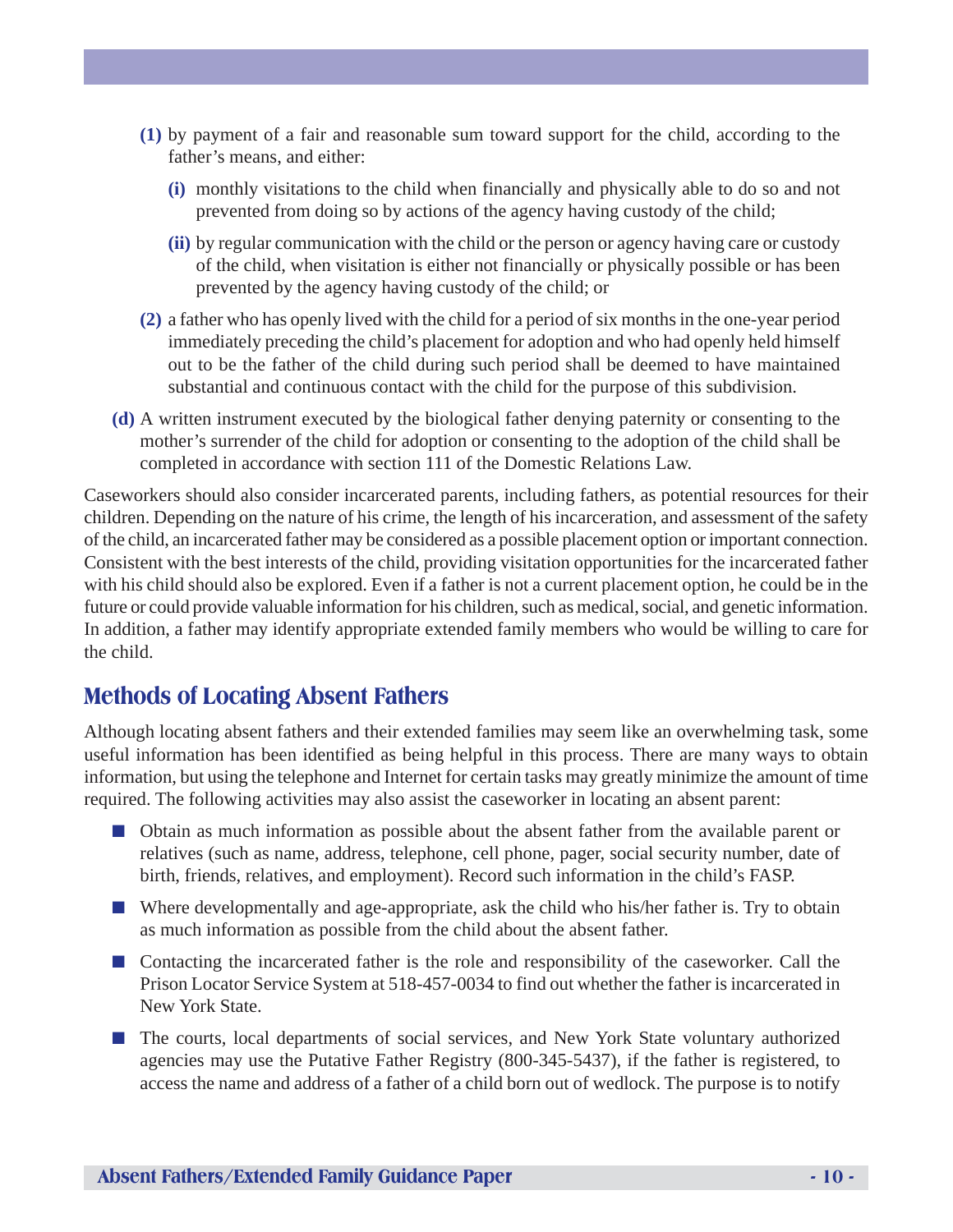**(1)** by payment of a fair and reasonable sum toward support for the child, according to the father's means, and either:

**(i)** monthly visitations to the child when financially and physically able to do so and not prevented from doing so by actions of the agency having custody of the child;

**(ii)** by regular communication with the child or the person or agency having care or custody of the child, when visitation is either not financially or physically possible or has been prevented by the agency having custody of the child; or

**(2)** a father who has openly lived with the child for a period of six months in the one-year period immediately preceding the child's placement for adoption and who had openly held himself out to be the father of the child during such period shall be deemed to have maintained substantial and continuous contact with the child for the purpose of this subdivision.

**(d)** A written instrument executed by the biological father denying paternity or consenting to the mother's surrender of the child for adoption or consenting to the adoption of the child shall be completed in accordance with section 111 of the Domestic Relations Law.

Caseworkers should also consider incarcerated parents, including fathers, as potential resources for their children. Depending on the nature of his crime, the length of his incarceration, and assessment of the safety of the child, an incarcerated father may be considered as a possible placement option or important connection. Consistent with the best interests of the child, providing visitation opportunities for the incarcerated father with his child should also be explored. Even if a father is not a current placement option, he could be in the future or could provide valuable information for his children, such as medical, social, and genetic information. In addition, a father may identify appropriate extended family members who would be willing to care for the child.

## Methods of Locating Absent Fathers

Although locating absent fathers and their extended families may seem like an overwhelming task, some useful information has been identified as being helpful in this process. There are many ways to obtain information, but using the telephone and Internet for certain tasks may greatly minimize the amount of time required. The following activities may also assist the caseworker in locating an absent parent:

- Obtain as much information as possible about the absent father from the available parent or relatives (such as name, address, telephone, cell phone, pager, social security number, date of birth, friends, relatives, and employment). Record such information in the child's FASP.
- Where developmentally and age-appropriate, ask the child who his/her father is. Try to obtain as much information as possible from the child about the absent father.
- Contacting the incarcerated father is the role and responsibility of the caseworker. Call the Prison Locator Service System at 518-457-0034 to find out whether the father is incarcerated in New York State.
- The courts, local departments of social services, and New York State voluntary authorized agencies may use the Putative Father Registry (800-345-5437), if the father is registered, to access the name and address of a father of a child born out of wedlock. The purpose is to notify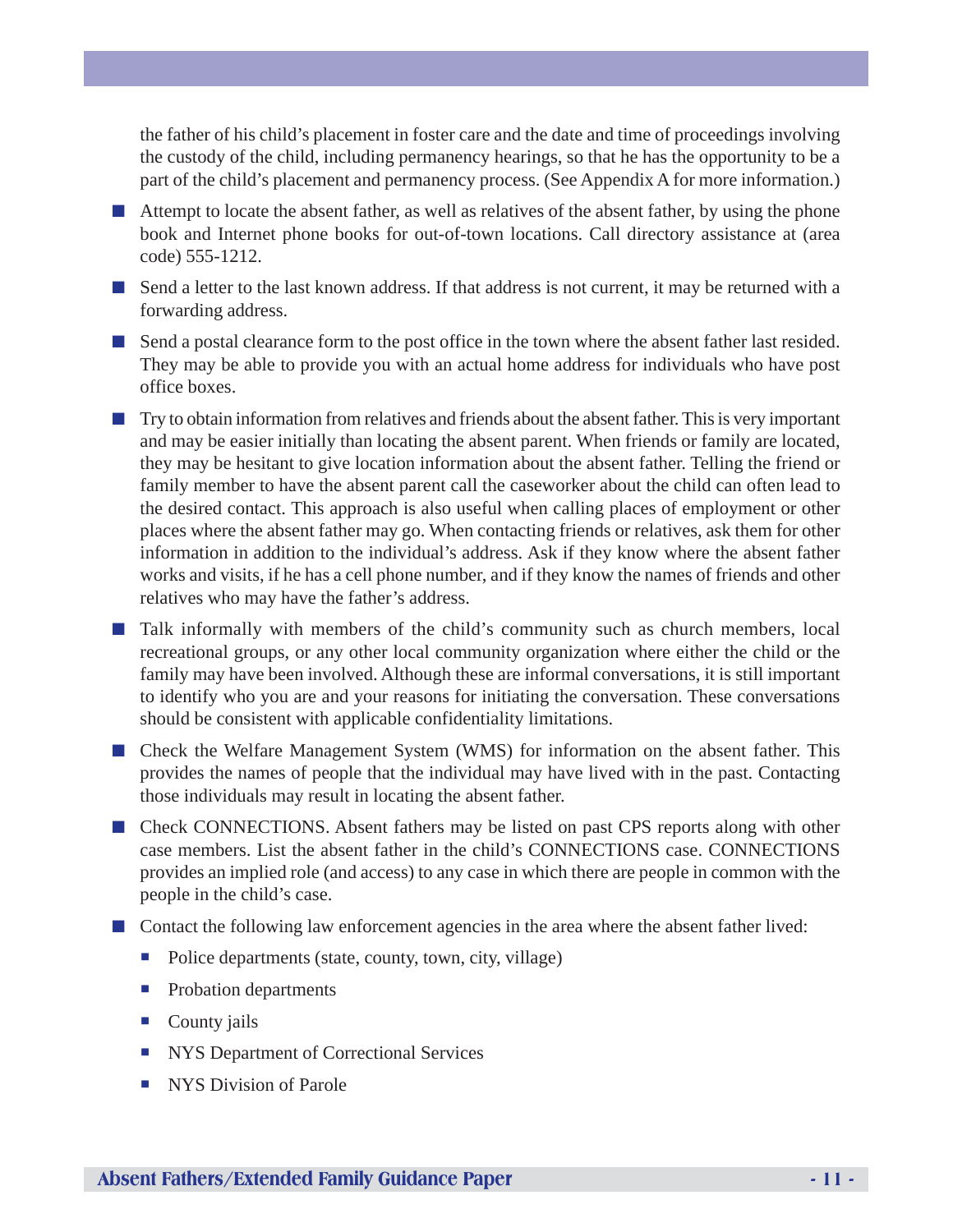the father of his child's placement in foster care and the date and time of proceedings involving the custody of the child, including permanency hearings, so that he has the opportunity to be a part of the child's placement and permanency process. (See Appendix A for more information.)

- Attempt to locate the absent father, as well as relatives of the absent father, by using the phone book and Internet phone books for out-of-town locations. Call directory assistance at (area code) 555-1212.
- Send a letter to the last known address. If that address is not current, it may be returned with a forwarding address.
- Send a postal clearance form to the post office in the town where the absent father last resided. They may be able to provide you with an actual home address for individuals who have post office boxes.
- Try to obtain information from relatives and friends about the absent father. This is very important and may be easier initially than locating the absent parent. When friends or family are located, they may be hesitant to give location information about the absent father. Telling the friend or family member to have the absent parent call the caseworker about the child can often lead to the desired contact. This approach is also useful when calling places of employment or other places where the absent father may go. When contacting friends or relatives, ask them for other information in addition to the individual's address. Ask if they know where the absent father works and visits, if he has a cell phone number, and if they know the names of friends and other relatives who may have the father's address.
- Talk informally with members of the child's community such as church members, local recreational groups, or any other local community organization where either the child or the family may have been involved. Although these are informal conversations, it is still important to identify who you are and your reasons for initiating the conversation. These conversations should be consistent with applicable confidentiality limitations.
- Check the Welfare Management System (WMS) for information on the absent father. This provides the names of people that the individual may have lived with in the past. Contacting those individuals may result in locating the absent father.
- Check CONNECTIONS. Absent fathers may be listed on past CPS reports along with other case members. List the absent father in the child's CONNECTIONS case. CONNECTIONS provides an implied role (and access) to any case in which there are people in common with the people in the child's case.
- Contact the following law enforcement agencies in the area where the absent father lived:
  - Police departments (state, county, town, city, village)
  - Probation departments
  - County jails
  - NYS Department of Correctional Services
  - NYS Division of Parole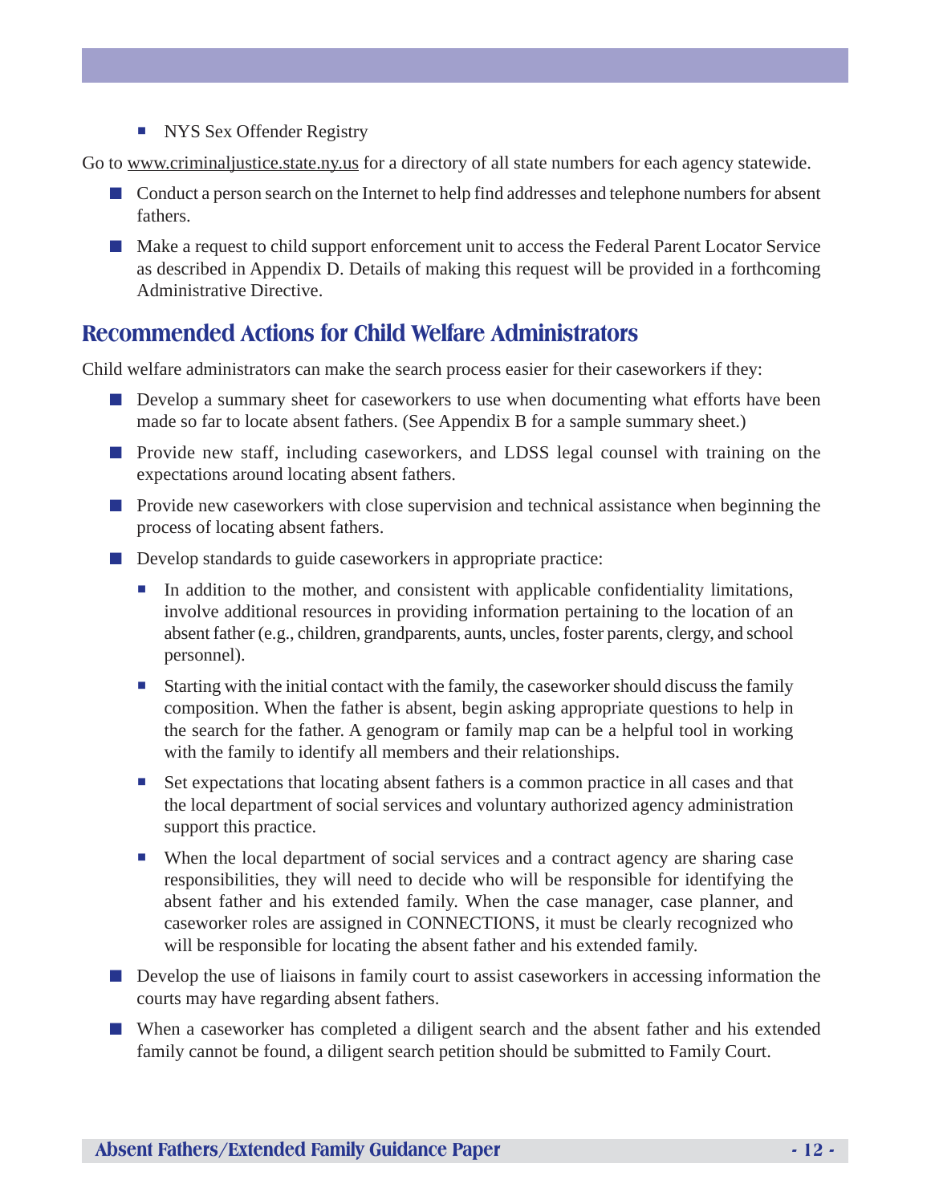- NYS Sex Offender Registry

Go to www.criminaljustice.state.ny.us for a directory of all state numbers for each agency statewide.

- Conduct a person search on the Internet to help find addresses and telephone numbers for absent fathers.
- Make a request to child support enforcement unit to access the Federal Parent Locator Service as described in Appendix D. Details of making this request will be provided in a forthcoming Administrative Directive.

## Recommended Actions for Child Welfare Administrators

Child welfare administrators can make the search process easier for their caseworkers if they:

- Develop a summary sheet for caseworkers to use when documenting what efforts have been made so far to locate absent fathers. (See Appendix B for a sample summary sheet.)
- Provide new staff, including caseworkers, and LDSS legal counsel with training on the expectations around locating absent fathers.
- Provide new caseworkers with close supervision and technical assistance when beginning the process of locating absent fathers.
- Develop standards to guide caseworkers in appropriate practice:
    - In addition to the mother, and consistent with applicable confidentiality limitations, involve additional resources in providing information pertaining to the location of an absent father (e.g., children, grandparents, aunts, uncles, foster parents, clergy, and school personnel).
    - Starting with the initial contact with the family, the caseworker should discuss the family composition. When the father is absent, begin asking appropriate questions to help in the search for the father. A genogram or family map can be a helpful tool in working with the family to identify all members and their relationships.
    - Set expectations that locating absent fathers is a common practice in all cases and that the local department of social services and voluntary authorized agency administration support this practice.
    - When the local department of social services and a contract agency are sharing case responsibilities, they will need to decide who will be responsible for identifying the absent father and his extended family. When the case manager, case planner, and caseworker roles are assigned in CONNECTIONS, it must be clearly recognized who will be responsible for locating the absent father and his extended family.
- Develop the use of liaisons in family court to assist caseworkers in accessing information the courts may have regarding absent fathers.
- When a caseworker has completed a diligent search and the absent father and his extended family cannot be found, a diligent search petition should be submitted to Family Court.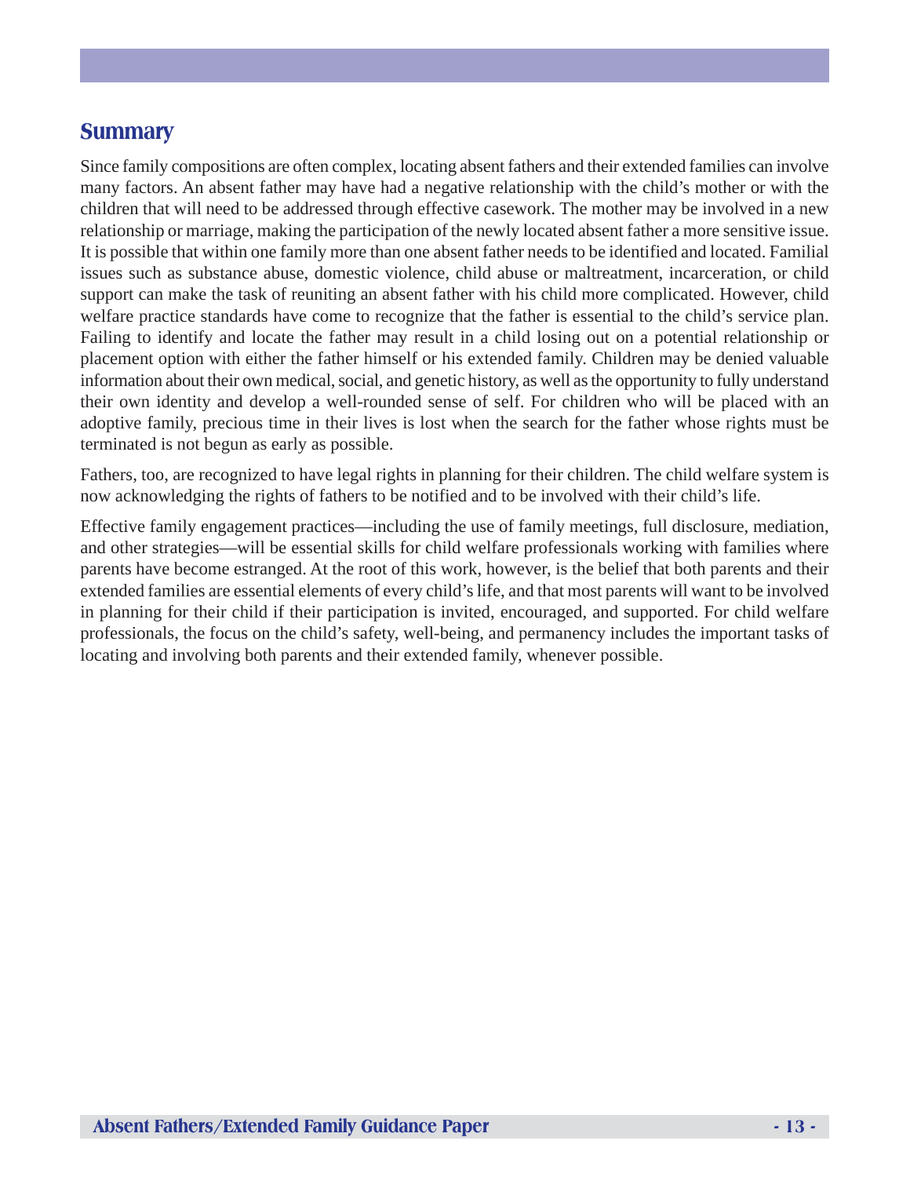## Summary

Since family compositions are often complex, locating absent fathers and their extended families can involve many factors. An absent father may have had a negative relationship with the child's mother or with the children that will need to be addressed through effective casework. The mother may be involved in a new relationship or marriage, making the participation of the newly located absent father a more sensitive issue. It is possible that within one family more than one absent father needs to be identified and located. Familial issues such as substance abuse, domestic violence, child abuse or maltreatment, incarceration, or child support can make the task of reuniting an absent father with his child more complicated. However, child welfare practice standards have come to recognize that the father is essential to the child's service plan. Failing to identify and locate the father may result in a child losing out on a potential relationship or placement option with either the father himself or his extended family. Children may be denied valuable information about their own medical, social, and genetic history, as well as the opportunity to fully understand their own identity and develop a well-rounded sense of self. For children who will be placed with an adoptive family, precious time in their lives is lost when the search for the father whose rights must be terminated is not begun as early as possible.

Fathers, too, are recognized to have legal rights in planning for their children. The child welfare system is now acknowledging the rights of fathers to be notified and to be involved with their child's life.

Effective family engagement practices—including the use of family meetings, full disclosure, mediation, and other strategies—will be essential skills for child welfare professionals working with families where parents have become estranged. At the root of this work, however, is the belief that both parents and their extended families are essential elements of every child's life, and that most parents will want to be involved in planning for their child if their participation is invited, encouraged, and supported. For child welfare professionals, the focus on the child's safety, well-being, and permanency includes the important tasks of locating and involving both parents and their extended family, whenever possible.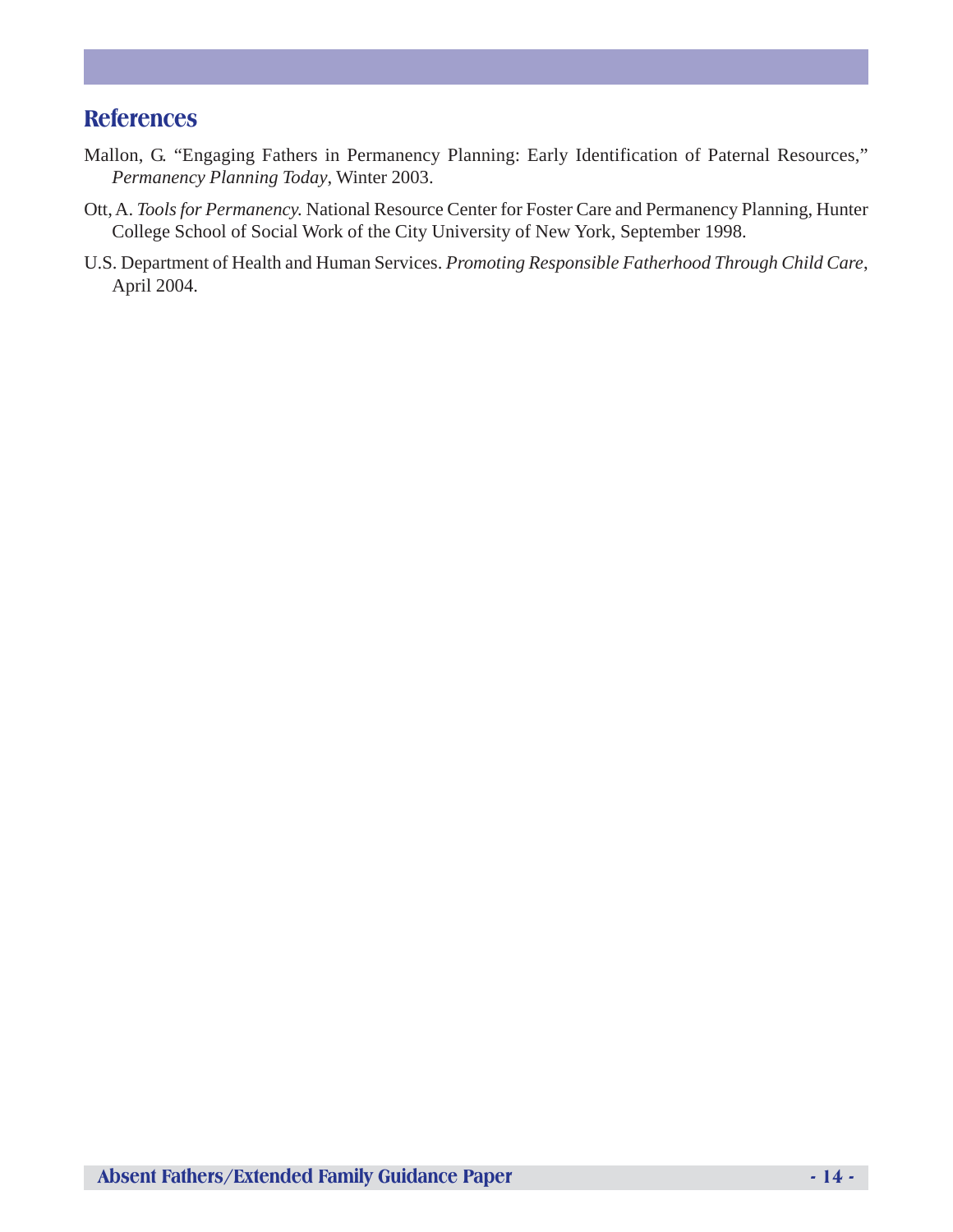## References

Mallon, G. "Engaging Fathers in Permanency Planning: Early Identification of Paternal Resources," *Permanency Planning Today*, Winter 2003.

Ott, A. *Tools for Permanency.* National Resource Center for Foster Care and Permanency Planning, Hunter College School of Social Work of the City University of New York, September 1998.

U.S. Department of Health and Human Services. *Promoting Responsible Fatherhood Through Child Care*, April 2004.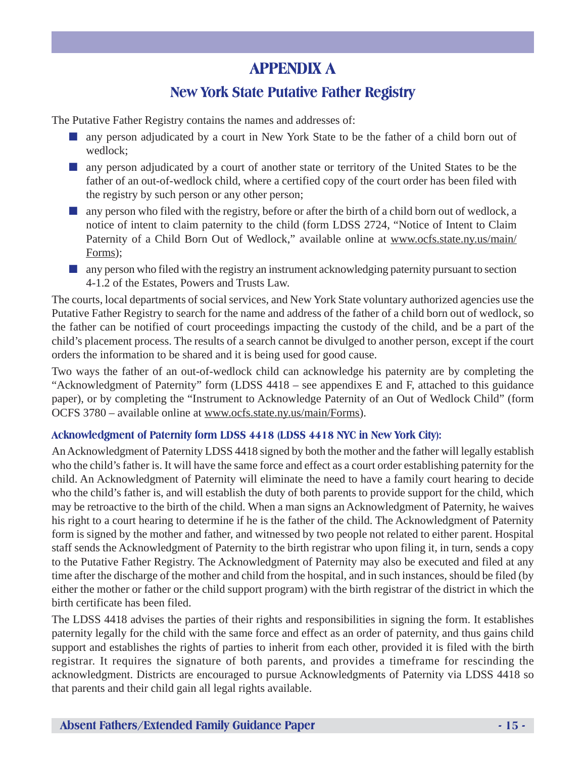# APPENDIX A

## New York State Putative Father Registry

The Putative Father Registry contains the names and addresses of:

- any person adjudicated by a court in New York State to be the father of a child born out of wedlock;
- any person adjudicated by a court of another state or territory of the United States to be the father of an out-of-wedlock child, where a certified copy of the court order has been filed with the registry by such person or any other person;
- any person who filed with the registry, before or after the birth of a child born out of wedlock, a notice of intent to claim paternity to the child (form LDSS 2724, "Notice of Intent to Claim Paternity of a Child Born Out of Wedlock," available online at www.ocfs.state.ny.us/main/Forms);
- any person who filed with the registry an instrument acknowledging paternity pursuant to section 4-1.2 of the Estates, Powers and Trusts Law.

The courts, local departments of social services, and New York State voluntary authorized agencies use the Putative Father Registry to search for the name and address of the father of a child born out of wedlock, so the father can be notified of court proceedings impacting the custody of the child, and be a part of the child's placement process. The results of a search cannot be divulged to another person, except if the court orders the information to be shared and it is being used for good cause.

Two ways the father of an out-of-wedlock child can acknowledge his paternity are by completing the "Acknowledgment of Paternity" form (LDSS 4418 – see appendixes E and F, attached to this guidance paper), or by completing the "Instrument to Acknowledge Paternity of an Out of Wedlock Child" (form OCFS 3780 – available online at www.ocfs.state.ny.us/main/Forms).

### Acknowledgment of Paternity form LDSS 4418 (LDSS 4418 NYC in New York City):

An Acknowledgment of Paternity LDSS 4418 signed by both the mother and the father will legally establish who the child's father is. It will have the same force and effect as a court order establishing paternity for the child. An Acknowledgment of Paternity will eliminate the need to have a family court hearing to decide who the child's father is, and will establish the duty of both parents to provide support for the child, which may be retroactive to the birth of the child. When a man signs an Acknowledgment of Paternity, he waives his right to a court hearing to determine if he is the father of the child. The Acknowledgment of Paternity form is signed by the mother and father, and witnessed by two people not related to either parent. Hospital staff sends the Acknowledgment of Paternity to the birth registrar who upon filing it, in turn, sends a copy to the Putative Father Registry. The Acknowledgment of Paternity may also be executed and filed at any time after the discharge of the mother and child from the hospital, and in such instances, should be filed (by either the mother or father or the child support program) with the birth registrar of the district in which the birth certificate has been filed.

The LDSS 4418 advises the parties of their rights and responsibilities in signing the form. It establishes paternity legally for the child with the same force and effect as an order of paternity, and thus gains child support and establishes the rights of parties to inherit from each other, provided it is filed with the birth registrar. It requires the signature of both parents, and provides a timeframe for rescinding the acknowledgment. Districts are encouraged to pursue Acknowledgments of Paternity via LDSS 4418 so that parents and their child gain all legal rights available.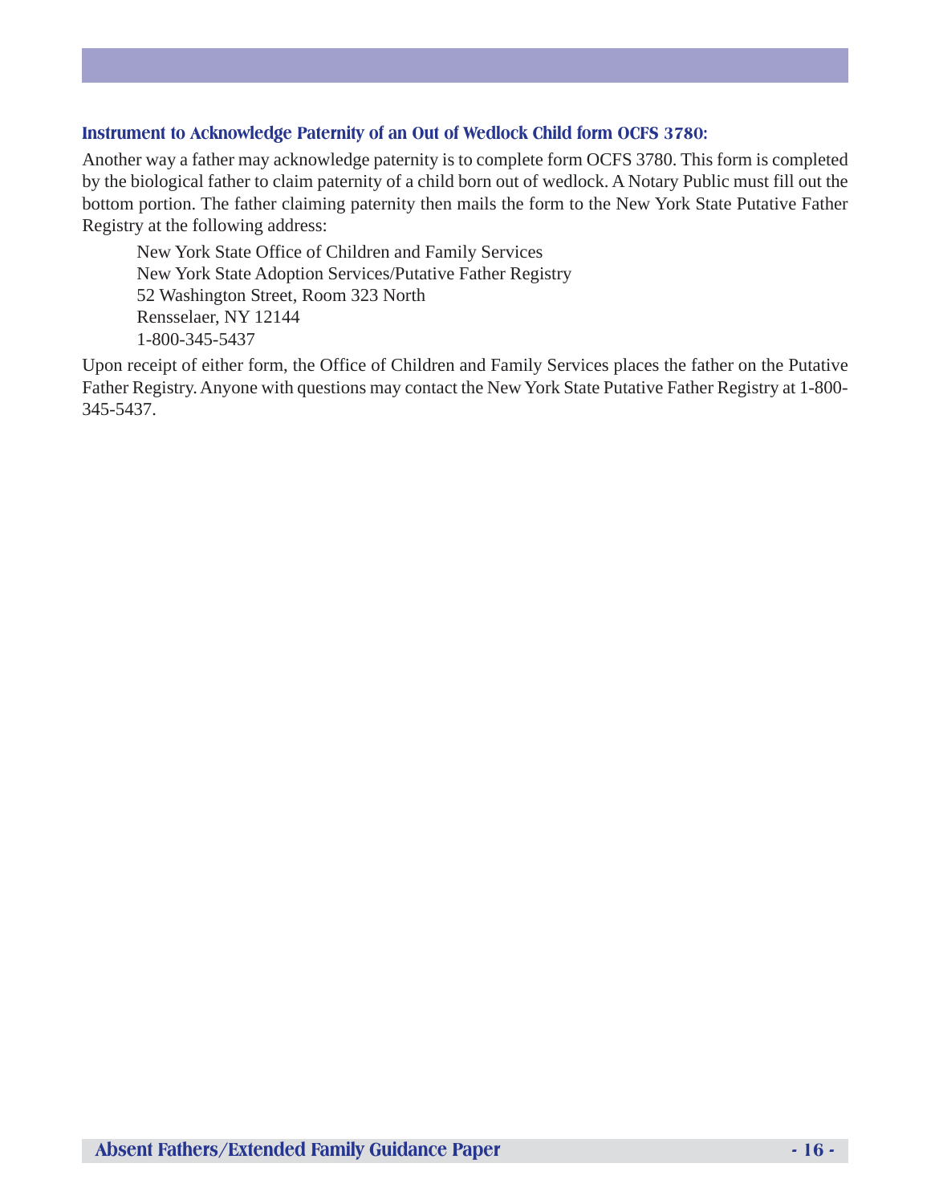### Instrument to Acknowledge Paternity of an Out of Wedlock Child form OCFS 3780:

Another way a father may acknowledge paternity is to complete form OCFS 3780. This form is completed by the biological father to claim paternity of a child born out of wedlock. A Notary Public must fill out the bottom portion. The father claiming paternity then mails the form to the New York State Putative Father Registry at the following address:

> New York State Office of Children and Family Services
> New York State Adoption Services/Putative Father Registry
> 52 Washington Street, Room 323 North
> Rensselaer, NY 12144
> 1-800-345-5437

Upon receipt of either form, the Office of Children and Family Services places the father on the Putative Father Registry. Anyone with questions may contact the New York State Putative Father Registry at 1-800-345-5437.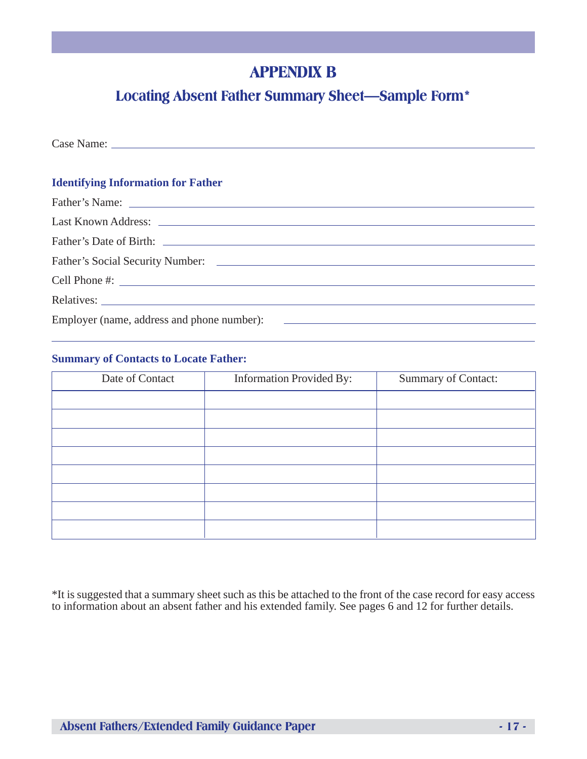# APPENDIX B

## Locating Absent Father Summary Sheet—Sample Form*

Case Name: ______________________________________________

### Identifying Information for Father

Father's Name: ______________________________________________

Last Known Address: ______________________________________________

Father's Date of Birth: ______________________________________________

Father's Social Security Number: ______________________________________________

Cell Phone #: ______________________________________________

Relatives: ______________________________________________

Employer (name, address and phone number): ______________________________________________

______________________________________________

### Summary of Contacts to Locate Father:

| Date of Contact | Information Provided By: | Summary of Contact: |
|---|---|---|
| | | |
| | | |
| | | |
| | | |
| | | |
| | | |
| | | |
| | | |

*It is suggested that a summary sheet such as this be attached to the front of the case record for easy access to information about an absent father and his extended family. See pages 6 and 12 for further details.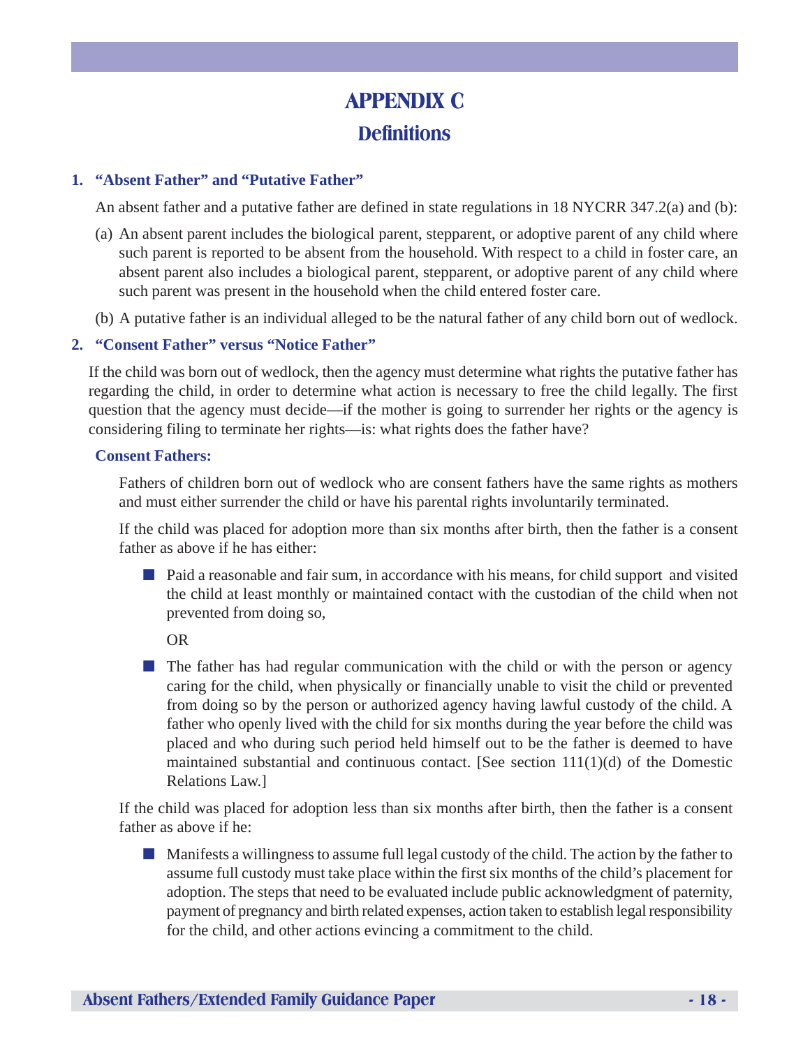# APPENDIX C

## Definitions

### 1. "Absent Father" and "Putative Father"

An absent father and a putative father are defined in state regulations in 18 NYCRR 347.2(a) and (b):

(a) An absent parent includes the biological parent, stepparent, or adoptive parent of any child where such parent is reported to be absent from the household. With respect to a child in foster care, an absent parent also includes a biological parent, stepparent, or adoptive parent of any child where such parent was present in the household when the child entered foster care.

(b) A putative father is an individual alleged to be the natural father of any child born out of wedlock.

### 2. "Consent Father" versus "Notice Father"

If the child was born out of wedlock, then the agency must determine what rights the putative father has regarding the child, in order to determine what action is necessary to free the child legally. The first question that the agency must decide—if the mother is going to surrender her rights or the agency is considering filing to terminate her rights—is: what rights does the father have?

**Consent Fathers:**

Fathers of children born out of wedlock who are consent fathers have the same rights as mothers and must either surrender the child or have his parental rights involuntarily terminated.

If the child was placed for adoption more than six months after birth, then the father is a consent father as above if he has either:

- Paid a reasonable and fair sum, in accordance with his means, for child support and visited the child at least monthly or maintained contact with the custodian of the child when not prevented from doing so,

  OR

- The father has had regular communication with the child or with the person or agency caring for the child, when physically or financially unable to visit the child or prevented from doing so by the person or authorized agency having lawful custody of the child. A father who openly lived with the child for six months during the year before the child was placed and who during such period held himself out to be the father is deemed to have maintained substantial and continuous contact. [See section 111(1)(d) of the Domestic Relations Law.]

If the child was placed for adoption less than six months after birth, then the father is a consent father as above if he:

- Manifests a willingness to assume full legal custody of the child. The action by the father to assume full custody must take place within the first six months of the child's placement for adoption. The steps that need to be evaluated include public acknowledgment of paternity, payment of pregnancy and birth related expenses, action taken to establish legal responsibility for the child, and other actions evincing a commitment to the child.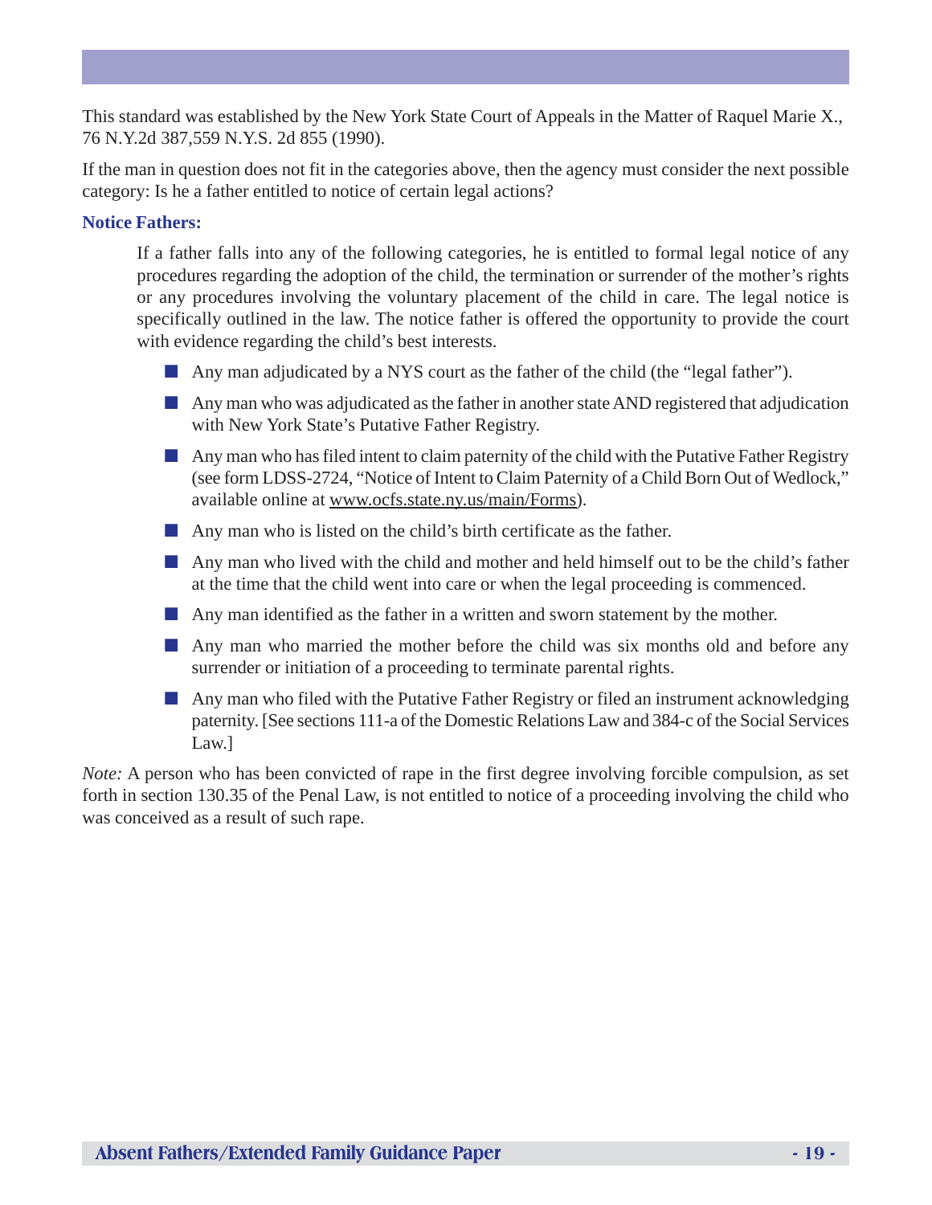This standard was established by the New York State Court of Appeals in the Matter of Raquel Marie X., 76 N.Y.2d 387,559 N.Y.S. 2d 855 (1990).

If the man in question does not fit in the categories above, then the agency must consider the next possible category: Is he a father entitled to notice of certain legal actions?

### Notice Fathers:

If a father falls into any of the following categories, he is entitled to formal legal notice of any procedures regarding the adoption of the child, the termination or surrender of the mother's rights or any procedures involving the voluntary placement of the child in care. The legal notice is specifically outlined in the law. The notice father is offered the opportunity to provide the court with evidence regarding the child's best interests.

- Any man adjudicated by a NYS court as the father of the child (the "legal father").
- Any man who was adjudicated as the father in another state AND registered that adjudication with New York State's Putative Father Registry.
- Any man who has filed intent to claim paternity of the child with the Putative Father Registry (see form LDSS-2724, "Notice of Intent to Claim Paternity of a Child Born Out of Wedlock," available online at www.ocfs.state.ny.us/main/Forms).
- Any man who is listed on the child's birth certificate as the father.
- Any man who lived with the child and mother and held himself out to be the child's father at the time that the child went into care or when the legal proceeding is commenced.
- Any man identified as the father in a written and sworn statement by the mother.
- Any man who married the mother before the child was six months old and before any surrender or initiation of a proceeding to terminate parental rights.
- Any man who filed with the Putative Father Registry or filed an instrument acknowledging paternity. [See sections 111-a of the Domestic Relations Law and 384-c of the Social Services Law.]

*Note:* A person who has been convicted of rape in the first degree involving forcible compulsion, as set forth in section 130.35 of the Penal Law, is not entitled to notice of a proceeding involving the child who was conceived as a result of such rape.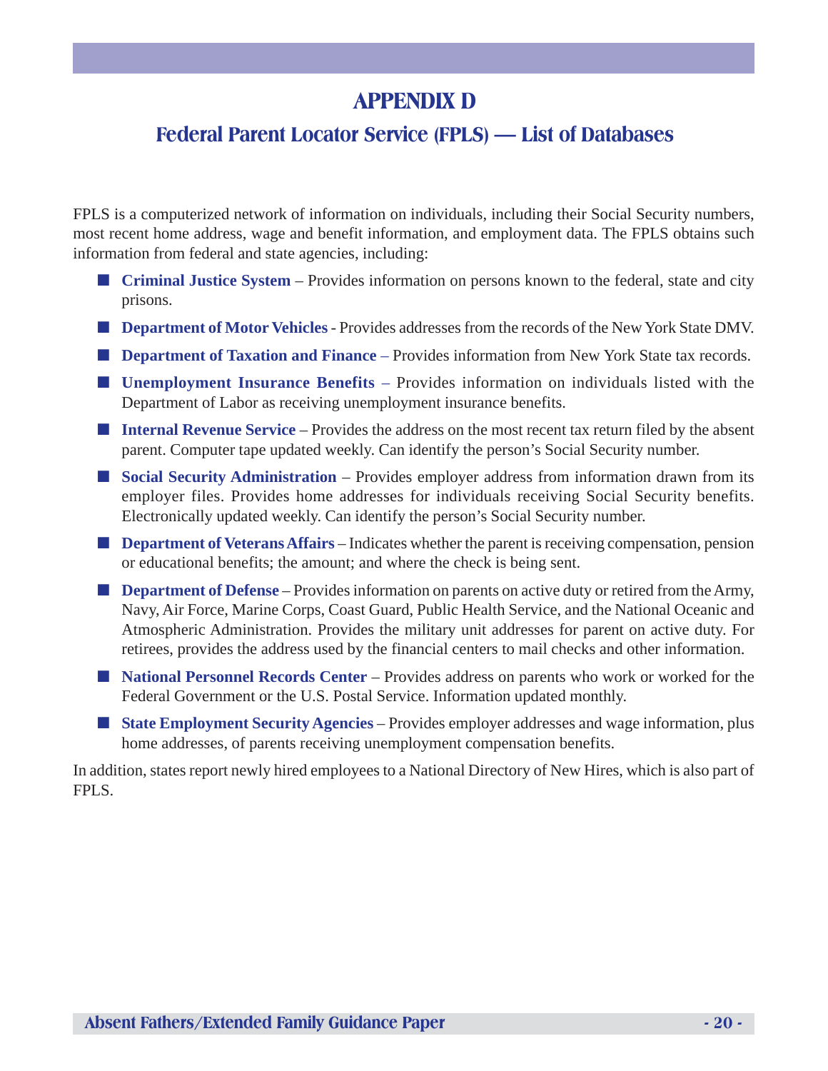# APPENDIX D

## Federal Parent Locator Service (FPLS) — List of Databases

FPLS is a computerized network of information on individuals, including their Social Security numbers, most recent home address, wage and benefit information, and employment data. The FPLS obtains such information from federal and state agencies, including:

- **Criminal Justice System** – Provides information on persons known to the federal, state and city prisons.
- **Department of Motor Vehicles** - Provides addresses from the records of the New York State DMV.
- **Department of Taxation and Finance** – Provides information from New York State tax records.
- **Unemployment Insurance Benefits** – Provides information on individuals listed with the Department of Labor as receiving unemployment insurance benefits.
- **Internal Revenue Service** – Provides the address on the most recent tax return filed by the absent parent. Computer tape updated weekly. Can identify the person's Social Security number.
- **Social Security Administration** – Provides employer address from information drawn from its employer files. Provides home addresses for individuals receiving Social Security benefits. Electronically updated weekly. Can identify the person's Social Security number.
- **Department of Veterans Affairs** – Indicates whether the parent is receiving compensation, pension or educational benefits; the amount; and where the check is being sent.
- **Department of Defense** – Provides information on parents on active duty or retired from the Army, Navy, Air Force, Marine Corps, Coast Guard, Public Health Service, and the National Oceanic and Atmospheric Administration. Provides the military unit addresses for parent on active duty. For retirees, provides the address used by the financial centers to mail checks and other information.
- **National Personnel Records Center** – Provides address on parents who work or worked for the Federal Government or the U.S. Postal Service. Information updated monthly.
- **State Employment Security Agencies** – Provides employer addresses and wage information, plus home addresses, of parents receiving unemployment compensation benefits.

In addition, states report newly hired employees to a National Directory of New Hires, which is also part of FPLS.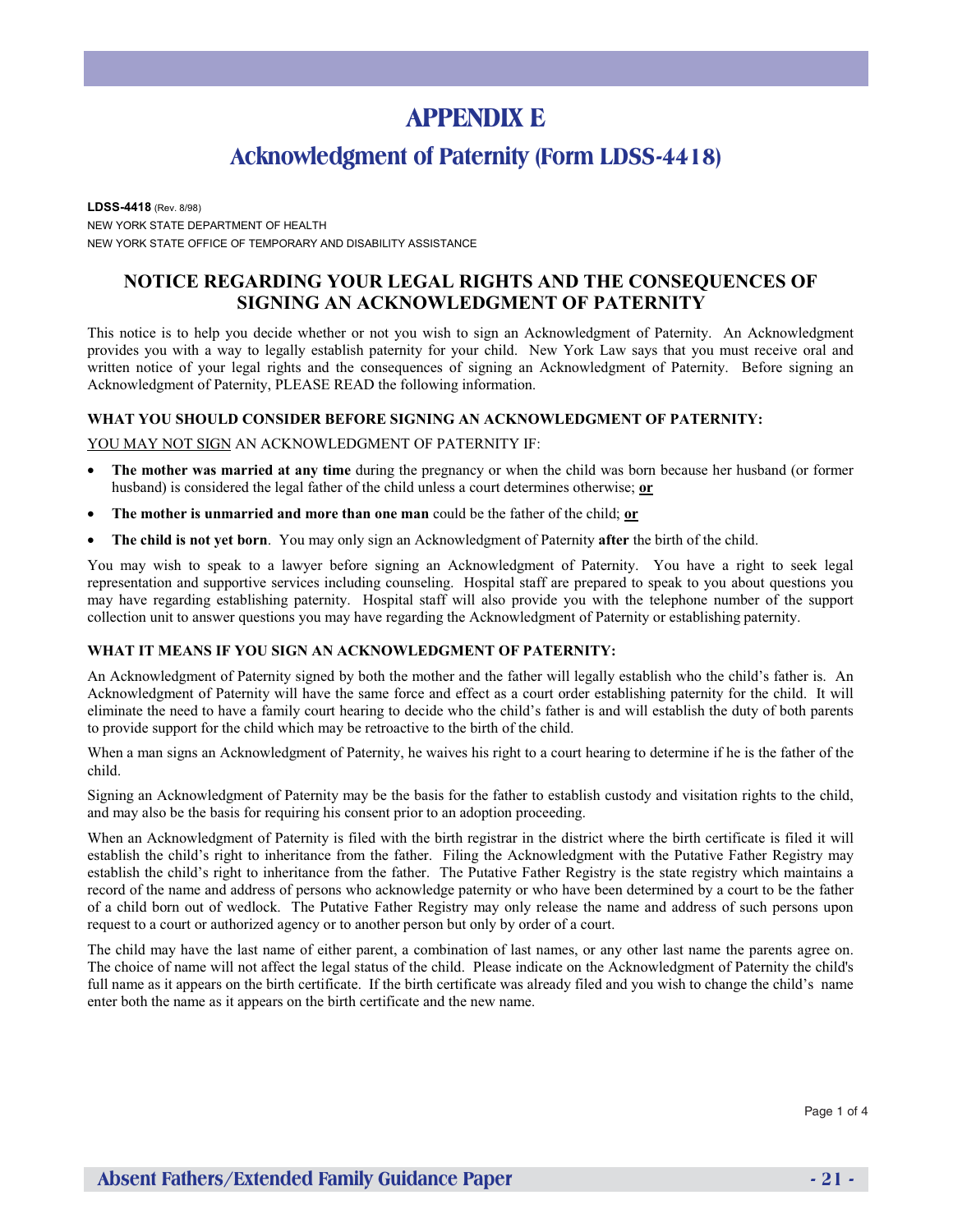# APPENDIX E

## Acknowledgment of Paternity (Form LDSS-4418)

**LDSS-4418** (Rev. 8/98)
NEW YORK STATE DEPARTMENT OF HEALTH
NEW YORK STATE OFFICE OF TEMPORARY AND DISABILITY ASSISTANCE

### NOTICE REGARDING YOUR LEGAL RIGHTS AND THE CONSEQUENCES OF SIGNING AN ACKNOWLEDGMENT OF PATERNITY

This notice is to help you decide whether or not you wish to sign an Acknowledgment of Paternity. An Acknowledgment provides you with a way to legally establish paternity for your child. New York Law says that you must receive oral and written notice of your legal rights and the consequences of signing an Acknowledgment of Paternity. Before signing an Acknowledgment of Paternity, PLEASE READ the following information.

#### WHAT YOU SHOULD CONSIDER BEFORE SIGNING AN ACKNOWLEDGMENT OF PATERNITY:

YOU MAY NOT SIGN AN ACKNOWLEDGMENT OF PATERNITY IF:

- **The mother was married at any time** during the pregnancy or when the child was born because her husband (or former husband) is considered the legal father of the child unless a court determines otherwise; **or**
- **The mother is unmarried and more than one man** could be the father of the child; **or**
- **The child is not yet born**. You may only sign an Acknowledgment of Paternity **after** the birth of the child.

You may wish to speak to a lawyer before signing an Acknowledgment of Paternity. You have a right to seek legal representation and supportive services including counseling. Hospital staff are prepared to speak to you about questions you may have regarding establishing paternity. Hospital staff will also provide you with the telephone number of the support collection unit to answer questions you may have regarding the Acknowledgment of Paternity or establishing paternity.

#### WHAT IT MEANS IF YOU SIGN AN ACKNOWLEDGMENT OF PATERNITY:

An Acknowledgment of Paternity signed by both the mother and the father will legally establish who the child's father is. An Acknowledgment of Paternity will have the same force and effect as a court order establishing paternity for the child. It will eliminate the need to have a family court hearing to decide who the child's father is and will establish the duty of both parents to provide support for the child which may be retroactive to the birth of the child.

When a man signs an Acknowledgment of Paternity, he waives his right to a court hearing to determine if he is the father of the child.

Signing an Acknowledgment of Paternity may be the basis for the father to establish custody and visitation rights to the child, and may also be the basis for requiring his consent prior to an adoption proceeding.

When an Acknowledgment of Paternity is filed with the birth registrar in the district where the birth certificate is filed it will establish the child's right to inheritance from the father. Filing the Acknowledgment with the Putative Father Registry may establish the child's right to inheritance from the father. The Putative Father Registry is the state registry which maintains a record of the name and address of persons who acknowledge paternity or who have been determined by a court to be the father of a child born out of wedlock. The Putative Father Registry may only release the name and address of such persons upon request to a court or authorized agency or to another person but only by order of a court.

The child may have the last name of either parent, a combination of last names, or any other last name the parents agree on. The choice of name will not affect the legal status of the child. Please indicate on the Acknowledgment of Paternity the child's full name as it appears on the birth certificate. If the birth certificate was already filed and you wish to change the child's name enter both the name as it appears on the birth certificate and the new name.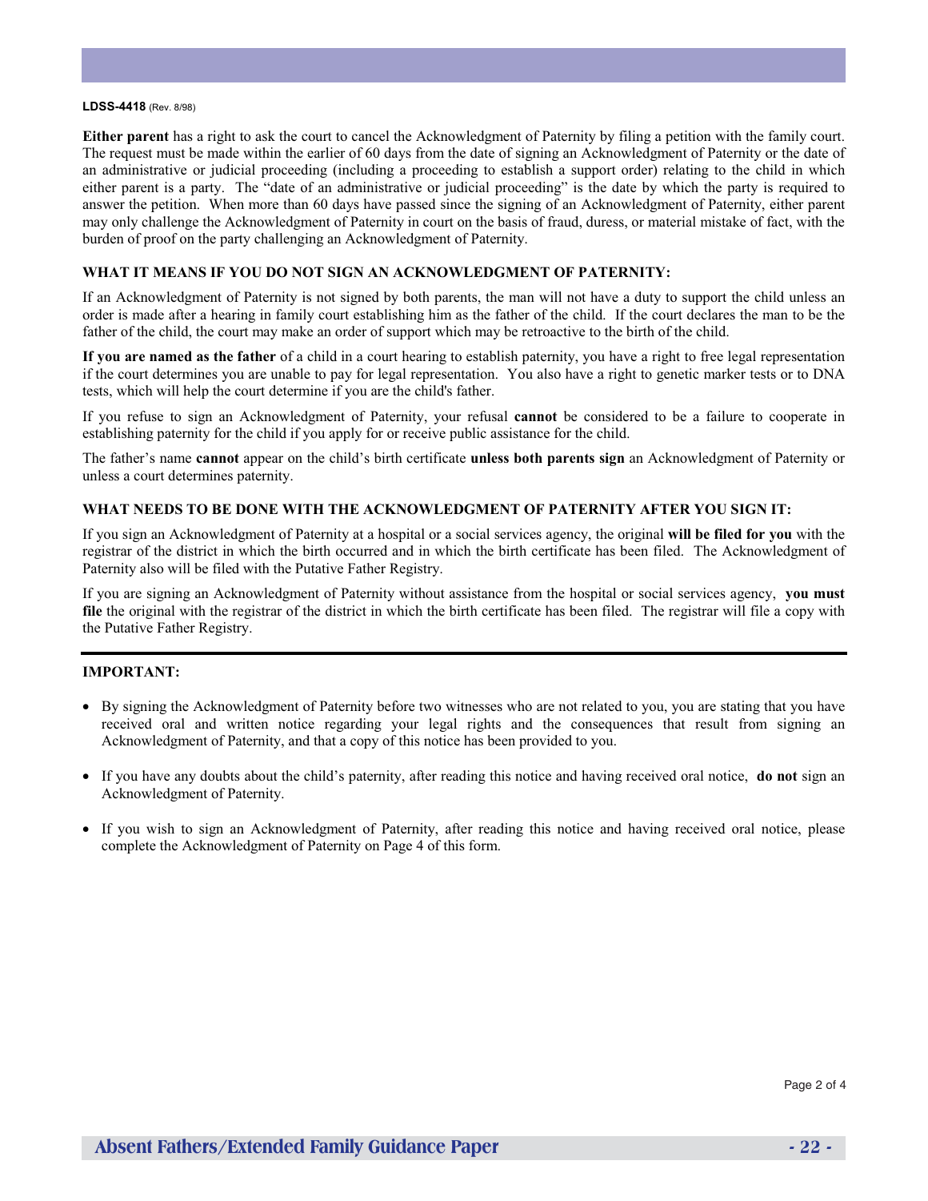**LDSS-4418** (Rev. 8/98)

**Either parent** has a right to ask the court to cancel the Acknowledgment of Paternity by filing a petition with the family court. The request must be made within the earlier of 60 days from the date of signing an Acknowledgment of Paternity or the date of an administrative or judicial proceeding (including a proceeding to establish a support order) relating to the child in which either parent is a party. The "date of an administrative or judicial proceeding" is the date by which the party is required to answer the petition. When more than 60 days have passed since the signing of an Acknowledgment of Paternity, either parent may only challenge the Acknowledgment of Paternity in court on the basis of fraud, duress, or material mistake of fact, with the burden of proof on the party challenging an Acknowledgment of Paternity.

**WHAT IT MEANS IF YOU DO NOT SIGN AN ACKNOWLEDGMENT OF PATERNITY:**

If an Acknowledgment of Paternity is not signed by both parents, the man will not have a duty to support the child unless an order is made after a hearing in family court establishing him as the father of the child. If the court declares the man to be the father of the child, the court may make an order of support which may be retroactive to the birth of the child.

**If you are named as the father** of a child in a court hearing to establish paternity, you have a right to free legal representation if the court determines you are unable to pay for legal representation. You also have a right to genetic marker tests or to DNA tests, which will help the court determine if you are the child's father.

If you refuse to sign an Acknowledgment of Paternity, your refusal **cannot** be considered to be a failure to cooperate in establishing paternity for the child if you apply for or receive public assistance for the child.

The father's name **cannot** appear on the child's birth certificate **unless both parents sign** an Acknowledgment of Paternity or unless a court determines paternity.

**WHAT NEEDS TO BE DONE WITH THE ACKNOWLEDGMENT OF PATERNITY AFTER YOU SIGN IT:**

If you sign an Acknowledgment of Paternity at a hospital or a social services agency, the original **will be filed for you** with the registrar of the district in which the birth occurred and in which the birth certificate has been filed. The Acknowledgment of Paternity also will be filed with the Putative Father Registry.

If you are signing an Acknowledgment of Paternity without assistance from the hospital or social services agency, **you must file** the original with the registrar of the district in which the birth certificate has been filed. The registrar will file a copy with the Putative Father Registry.

---

**IMPORTANT:**

- By signing the Acknowledgment of Paternity before two witnesses who are not related to you, you are stating that you have received oral and written notice regarding your legal rights and the consequences that result from signing an Acknowledgment of Paternity, and that a copy of this notice has been provided to you.
- If you have any doubts about the child's paternity, after reading this notice and having received oral notice, **do not** sign an Acknowledgment of Paternity.
- If you wish to sign an Acknowledgment of Paternity, after reading this notice and having received oral notice, please complete the Acknowledgment of Paternity on Page 4 of this form.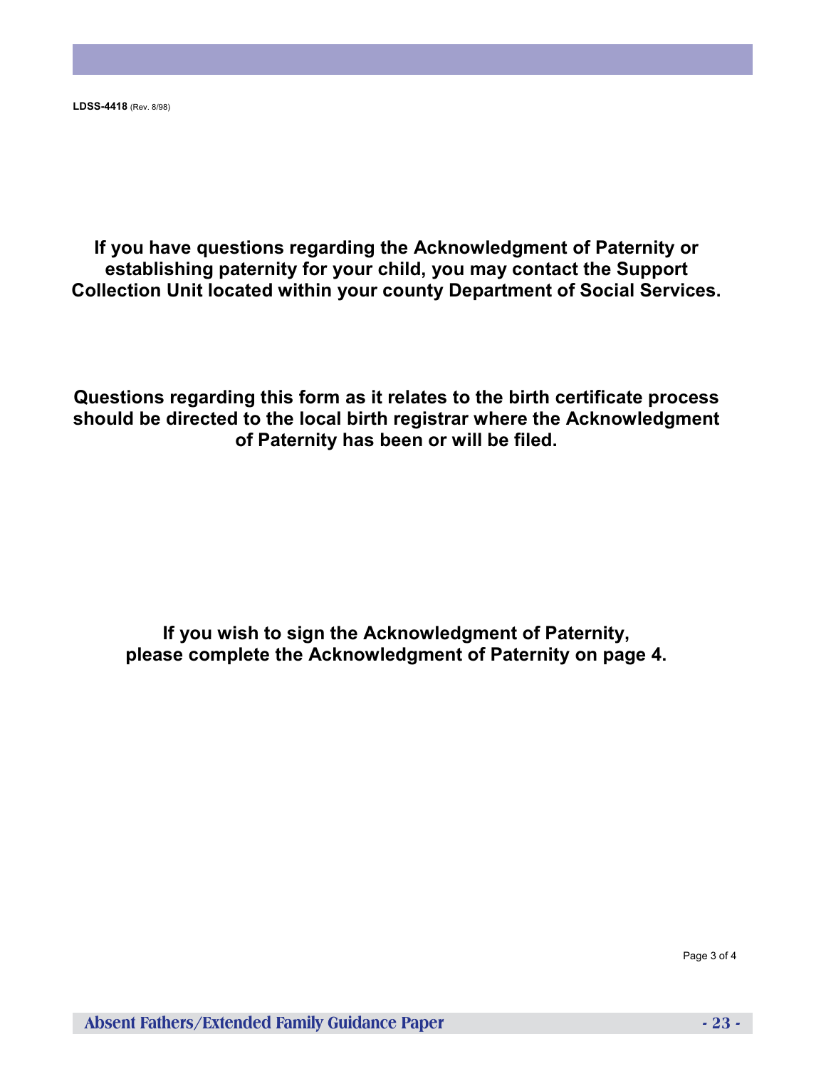**LDSS-4418** (Rev. 8/98)

**If you have questions regarding the Acknowledgment of Paternity or establishing paternity for your child, you may contact the Support Collection Unit located within your county Department of Social Services.**

**Questions regarding this form as it relates to the birth certificate process should be directed to the local birth registrar where the Acknowledgment of Paternity has been or will be filed.**

**If you wish to sign the Acknowledgment of Paternity, please complete the Acknowledgment of Paternity on page 4.**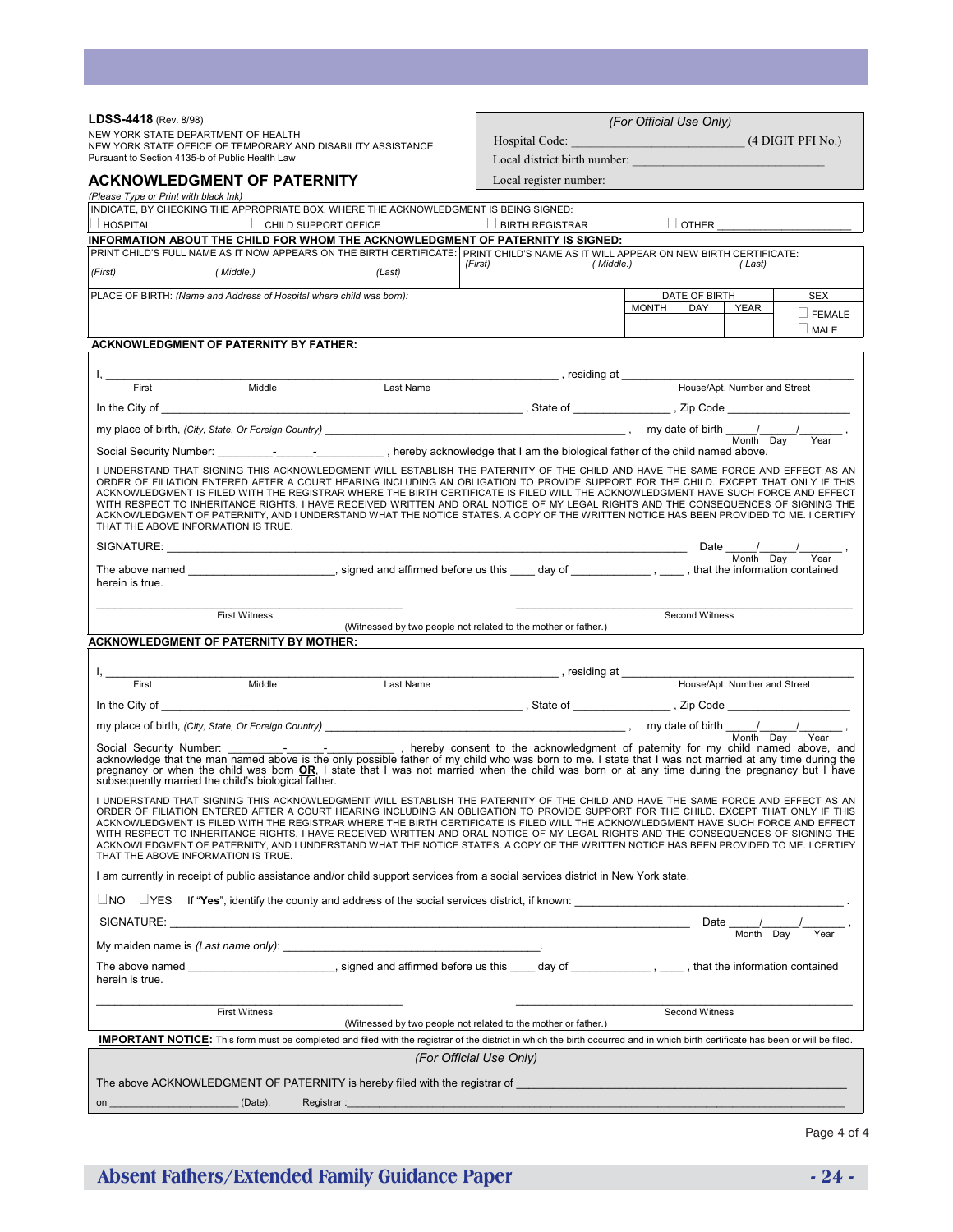**LDSS-4418** (Rev. 8/98)
NEW YORK STATE DEPARTMENT OF HEALTH
NEW YORK STATE OFFICE OF TEMPORARY AND DISABILITY ASSISTANCE
Pursuant to Section 4135-b of Public Health Law

*(For Official Use Only)*

Hospital Code: ____________________________ (4 DIGIT PFI No.)

Local district birth number: ______________________________

Local register number: ______________________________

## ACKNOWLEDGMENT OF PATERNITY

*(Please Type or Print with black Ink)*

INDICATE, BY CHECKING THE APPROPRIATE BOX, WHERE THE ACKNOWLEDGMENT IS BEING SIGNED:

☐ HOSPITAL ☐ CHILD SUPPORT OFFICE ☐ BIRTH REGISTRAR ☐ OTHER ____________________

**INFORMATION ABOUT THE CHILD FOR WHOM THE ACKNOWLEDGMENT OF PATERNITY IS SIGNED:**

| PRINT CHILD'S FULL NAME AS IT NOW APPEARS ON THE BIRTH CERTIFICATE: | PRINT CHILD'S NAME AS IT WILL APPEAR ON NEW BIRTH CERTIFICATE: |
|---|---|
| *(First)* *( Middle.)* *(Last)* | *(First)* *( Middle.)* *( Last)* |

| PLACE OF BIRTH: *(Name and Address of Hospital where child was born):* | DATE OF BIRTH | | | SEX |
|---|---|---|---|---|
| | MONTH | DAY | YEAR | ☐ FEMALE ☐ MALE |

### ACKNOWLEDGMENT OF PATERNITY BY FATHER:

I, ____________________________________________, residing at ______________________________
First Middle Last Name House/Apt. Number and Street

In the City of ______________________________, State of ______________, Zip Code ______________

my place of birth, *(City, State, Or Foreign Country)* ______________________________, my date of birth ____/____/______,
Month Day Year

Social Security Number: ________-______-__________, hereby acknowledge that I am the biological father of the child named above.

I UNDERSTAND THAT SIGNING THIS ACKNOWLEDGMENT WILL ESTABLISH THE PATERNITY OF THE CHILD AND HAVE THE SAME FORCE AND EFFECT AS AN ORDER OF FILIATION ENTERED AFTER A COURT HEARING INCLUDING AN OBLIGATION TO PROVIDE SUPPORT FOR THE CHILD. EXCEPT THAT ONLY IF THIS ACKNOWLEDGMENT IS FILED WITH THE REGISTRAR WHERE THE BIRTH CERTIFICATE IS FILED WILL THE ACKNOWLEDGMENT HAVE SUCH FORCE AND EFFECT WITH RESPECT TO INHERITANCE RIGHTS. I HAVE RECEIVED WRITTEN AND ORAL NOTICE OF MY LEGAL RIGHTS AND THE CONSEQUENCES OF SIGNING THE ACKNOWLEDGMENT OF PATERNITY, AND I UNDERSTAND WHAT THE NOTICE STATES. A COPY OF THE WRITTEN NOTICE HAS BEEN PROVIDED TO ME. I CERTIFY THAT THE ABOVE INFORMATION IS TRUE.

SIGNATURE: ____________________________________________ Date ____/____/______,
Month Day Year

The above named ______________________, signed and affirmed before us this ____ day of ____________, ____, that the information contained herein is true.

______________________________ ______________________________
First Witness Second Witness

(Witnessed by two people not related to the mother or father.)

### ACKNOWLEDGMENT OF PATERNITY BY MOTHER:

I, ____________________________________________, residing at ______________________________
First Middle Last Name House/Apt. Number and Street

In the City of ______________________________, State of ______________, Zip Code ______________

my place of birth, *(City, State, Or Foreign Country)* ______________________________, my date of birth ____/____/______,
Month Day Year

Social Security Number: ________-______-__________, hereby consent to the acknowledgment of paternity for my child named above, and acknowledge that the man named above is the only possible father of my child who was born to me. I state that I was not married at any time during the pregnancy or when the child was born **OR**, I state that I was not married when the child was born or at any time during the pregnancy but I have subsequently married the child's biological father.

I UNDERSTAND THAT SIGNING THIS ACKNOWLEDGMENT WILL ESTABLISH THE PATERNITY OF THE CHILD AND HAVE THE SAME FORCE AND EFFECT AS AN ORDER OF FILIATION ENTERED AFTER A COURT HEARING INCLUDING AN OBLIGATION TO PROVIDE SUPPORT FOR THE CHILD. EXCEPT THAT ONLY IF THIS ACKNOWLEDGMENT IS FILED WITH THE REGISTRAR WHERE THE BIRTH CERTIFICATE IS FILED WILL THE ACKNOWLEDGMENT HAVE SUCH FORCE AND EFFECT WITH RESPECT TO INHERITANCE RIGHTS. I HAVE RECEIVED WRITTEN AND ORAL NOTICE OF MY LEGAL RIGHTS AND THE CONSEQUENCES OF SIGNING THE ACKNOWLEDGMENT OF PATERNITY, AND I UNDERSTAND WHAT THE NOTICE STATES. A COPY OF THE WRITTEN NOTICE HAS BEEN PROVIDED TO ME. I CERTIFY THAT THE ABOVE INFORMATION IS TRUE.

I am currently in receipt of public assistance and/or child support services from a social services district in New York state.

☐NO ☐YES If "**Yes**", identify the county and address of the social services district, if known: ______________________________.

SIGNATURE: ____________________________________________ Date ____/____/______,
Month Day Year

My maiden name is *(Last name only)*: ______________________________.

The above named ______________________, signed and affirmed before us this ____ day of ____________, ____, that the information contained herein is true.

______________________________ ______________________________
First Witness Second Witness

(Witnessed by two people not related to the mother or father.)

**IMPORTANT NOTICE:** This form must be completed and filed with the registrar of the district in which the birth occurred and in which birth certificate has been or will be filed.

*(For Official Use Only)*

The above ACKNOWLEDGMENT OF PATERNITY is hereby filed with the registrar of ______________________________

on ____________________ (Date). Registrar: ______________________________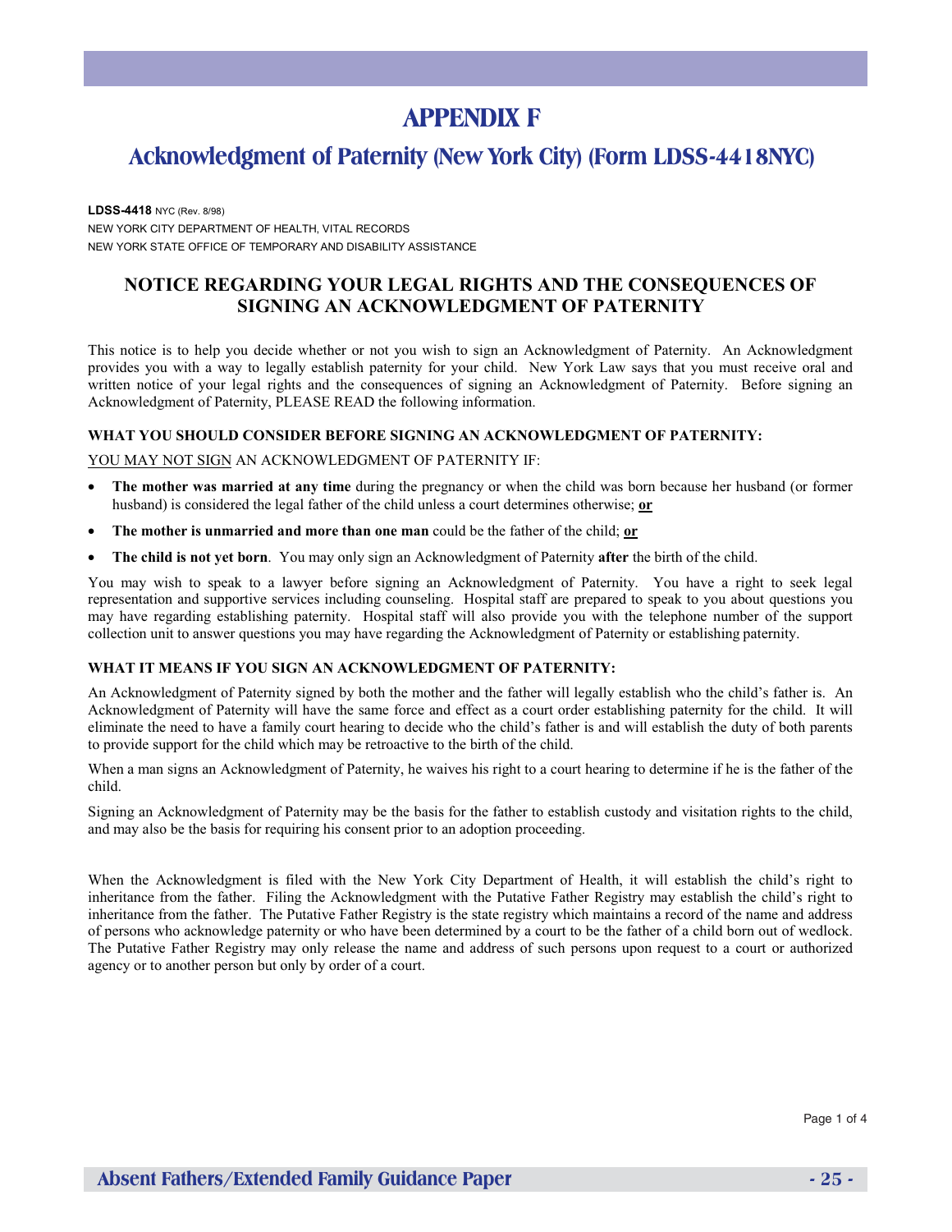# APPENDIX F

## Acknowledgment of Paternity (New York City) (Form LDSS-4418NYC)

**LDSS-4418** NYC (Rev. 8/98)
NEW YORK CITY DEPARTMENT OF HEALTH, VITAL RECORDS
NEW YORK STATE OFFICE OF TEMPORARY AND DISABILITY ASSISTANCE

### NOTICE REGARDING YOUR LEGAL RIGHTS AND THE CONSEQUENCES OF SIGNING AN ACKNOWLEDGMENT OF PATERNITY

This notice is to help you decide whether or not you wish to sign an Acknowledgment of Paternity. An Acknowledgment provides you with a way to legally establish paternity for your child. New York Law says that you must receive oral and written notice of your legal rights and the consequences of signing an Acknowledgment of Paternity. Before signing an Acknowledgment of Paternity, PLEASE READ the following information.

#### WHAT YOU SHOULD CONSIDER BEFORE SIGNING AN ACKNOWLEDGMENT OF PATERNITY:

YOU MAY NOT SIGN AN ACKNOWLEDGMENT OF PATERNITY IF:

- **The mother was married at any time** during the pregnancy or when the child was born because her husband (or former husband) is considered the legal father of the child unless a court determines otherwise; **or**
- **The mother is unmarried and more than one man** could be the father of the child; **or**
- **The child is not yet born**. You may only sign an Acknowledgment of Paternity **after** the birth of the child.

You may wish to speak to a lawyer before signing an Acknowledgment of Paternity. You have a right to seek legal representation and supportive services including counseling. Hospital staff are prepared to speak to you about questions you may have regarding establishing paternity. Hospital staff will also provide you with the telephone number of the support collection unit to answer questions you may have regarding the Acknowledgment of Paternity or establishing paternity.

#### WHAT IT MEANS IF YOU SIGN AN ACKNOWLEDGMENT OF PATERNITY:

An Acknowledgment of Paternity signed by both the mother and the father will legally establish who the child's father is. An Acknowledgment of Paternity will have the same force and effect as a court order establishing paternity for the child. It will eliminate the need to have a family court hearing to decide who the child's father is and will establish the duty of both parents to provide support for the child which may be retroactive to the birth of the child.

When a man signs an Acknowledgment of Paternity, he waives his right to a court hearing to determine if he is the father of the child.

Signing an Acknowledgment of Paternity may be the basis for the father to establish custody and visitation rights to the child, and may also be the basis for requiring his consent prior to an adoption proceeding.

When the Acknowledgment is filed with the New York City Department of Health, it will establish the child's right to inheritance from the father. Filing the Acknowledgment with the Putative Father Registry may establish the child's right to inheritance from the father. The Putative Father Registry is the state registry which maintains a record of the name and address of persons who acknowledge paternity or who have been determined by a court to be the father of a child born out of wedlock. The Putative Father Registry may only release the name and address of such persons upon request to a court or authorized agency or to another person but only by order of a court.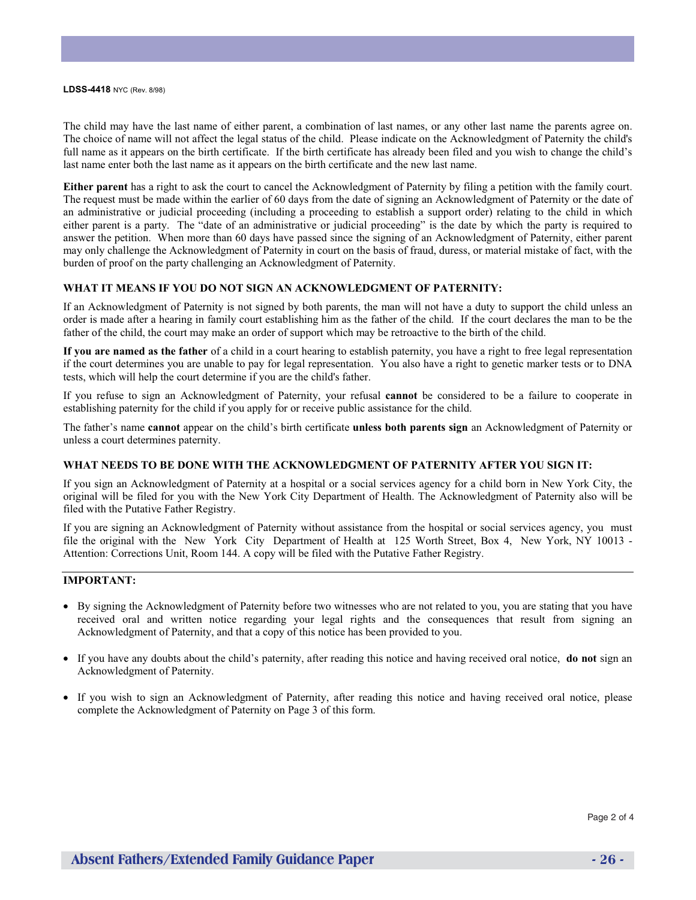LDSS-4418 NYC (Rev. 8/98)

The child may have the last name of either parent, a combination of last names, or any other last name the parents agree on. The choice of name will not affect the legal status of the child. Please indicate on the Acknowledgment of Paternity the child's full name as it appears on the birth certificate. If the birth certificate has already been filed and you wish to change the child's last name enter both the last name as it appears on the birth certificate and the new last name.

**Either parent** has a right to ask the court to cancel the Acknowledgment of Paternity by filing a petition with the family court. The request must be made within the earlier of 60 days from the date of signing an Acknowledgment of Paternity or the date of an administrative or judicial proceeding (including a proceeding to establish a support order) relating to the child in which either parent is a party. The "date of an administrative or judicial proceeding" is the date by which the party is required to answer the petition. When more than 60 days have passed since the signing of an Acknowledgment of Paternity, either parent may only challenge the Acknowledgment of Paternity in court on the basis of fraud, duress, or material mistake of fact, with the burden of proof on the party challenging an Acknowledgment of Paternity.

**WHAT IT MEANS IF YOU DO NOT SIGN AN ACKNOWLEDGMENT OF PATERNITY:**

If an Acknowledgment of Paternity is not signed by both parents, the man will not have a duty to support the child unless an order is made after a hearing in family court establishing him as the father of the child. If the court declares the man to be the father of the child, the court may make an order of support which may be retroactive to the birth of the child.

**If you are named as the father** of a child in a court hearing to establish paternity, you have a right to free legal representation if the court determines you are unable to pay for legal representation. You also have a right to genetic marker tests or to DNA tests, which will help the court determine if you are the child's father.

If you refuse to sign an Acknowledgment of Paternity, your refusal **cannot** be considered to be a failure to cooperate in establishing paternity for the child if you apply for or receive public assistance for the child.

The father's name **cannot** appear on the child's birth certificate **unless both parents sign** an Acknowledgment of Paternity or unless a court determines paternity.

**WHAT NEEDS TO BE DONE WITH THE ACKNOWLEDGMENT OF PATERNITY AFTER YOU SIGN IT:**

If you sign an Acknowledgment of Paternity at a hospital or a social services agency for a child born in New York City, the original will be filed for you with the New York City Department of Health. The Acknowledgment of Paternity also will be filed with the Putative Father Registry.

If you are signing an Acknowledgment of Paternity without assistance from the hospital or social services agency, you must file the original with the New York City Department of Health at 125 Worth Street, Box 4, New York, NY 10013 - Attention: Corrections Unit, Room 144. A copy will be filed with the Putative Father Registry.

---

**IMPORTANT:**

- By signing the Acknowledgment of Paternity before two witnesses who are not related to you, you are stating that you have received oral and written notice regarding your legal rights and the consequences that result from signing an Acknowledgment of Paternity, and that a copy of this notice has been provided to you.

- If you have any doubts about the child's paternity, after reading this notice and having received oral notice, **do not** sign an Acknowledgment of Paternity.

- If you wish to sign an Acknowledgment of Paternity, after reading this notice and having received oral notice, please complete the Acknowledgment of Paternity on Page 3 of this form.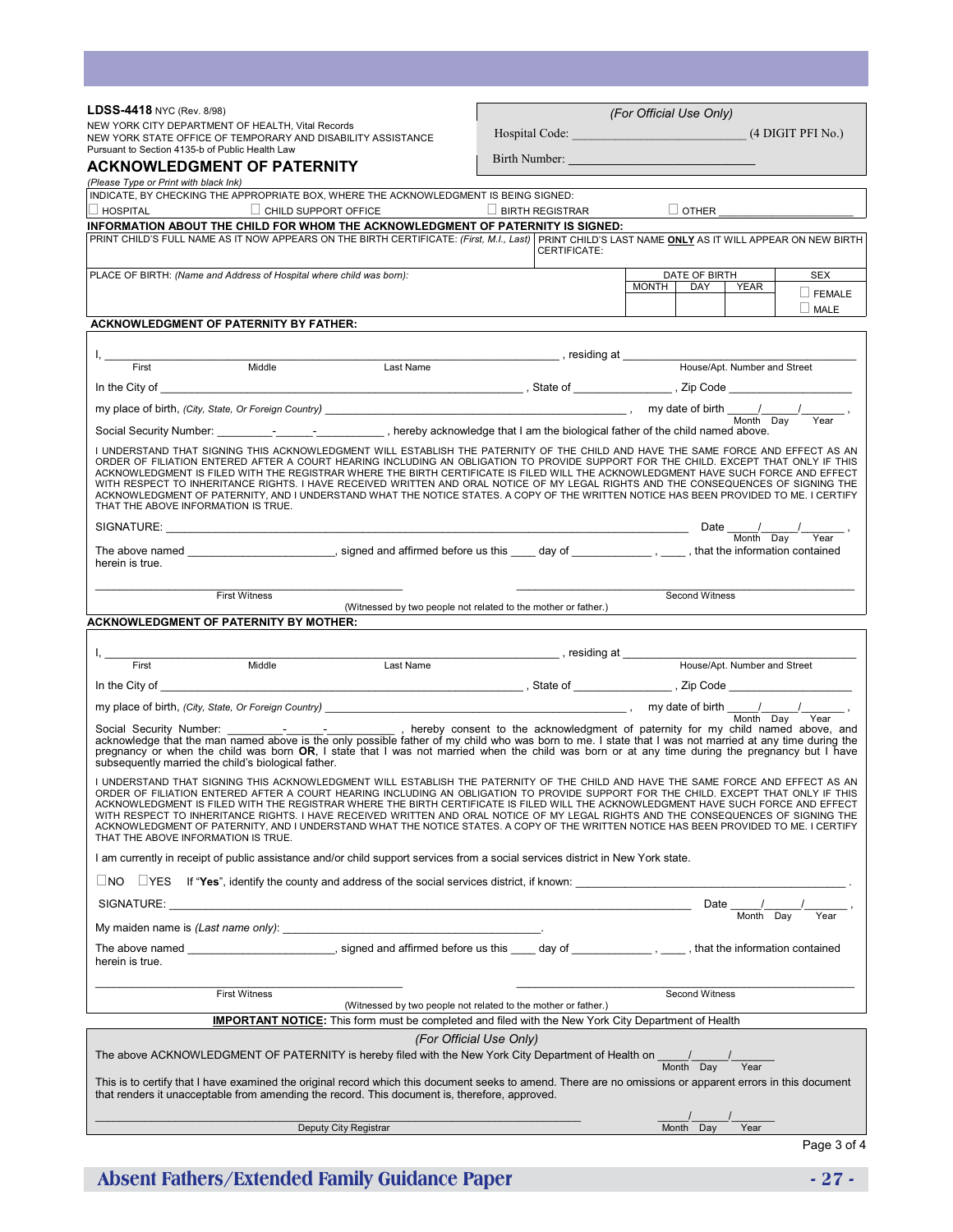**LDSS-4418** NYC (Rev. 8/98)
NEW YORK CITY DEPARTMENT OF HEALTH, Vital Records
NEW YORK STATE OFFICE OF TEMPORARY AND DISABILITY ASSISTANCE
Pursuant to Section 4135-b of Public Health Law

*(For Official Use Only)*

Hospital Code: ___________________________ (4 DIGIT PFI No.)

Birth Number: ______________________________

# ACKNOWLEDGMENT OF PATERNITY

*(Please Type or Print with black Ink)*

INDICATE, BY CHECKING THE APPROPRIATE BOX, WHERE THE ACKNOWLEDGMENT IS BEING SIGNED:

☐ HOSPITAL ☐ CHILD SUPPORT OFFICE ☐ BIRTH REGISTRAR ☐ OTHER ____________________

**INFORMATION ABOUT THE CHILD FOR WHOM THE ACKNOWLEDGMENT OF PATERNITY IS SIGNED:**

| PRINT CHILD'S FULL NAME AS IT NOW APPEARS ON THE BIRTH CERTIFICATE: *(First, M.I., Last)* | PRINT CHILD'S LAST NAME **ONLY** AS IT WILL APPEAR ON NEW BIRTH CERTIFICATE: | | | |
|---|---|---|---|---|
| | | | | |
| PLACE OF BIRTH: *(Name and Address of Hospital where child was born)*: | DATE OF BIRTH | | | SEX |
| | MONTH | DAY | YEAR | ☐ FEMALE ☐ MALE |

## ACKNOWLEDGMENT OF PATERNITY BY FATHER:

I, ____________________________________________ (First, Middle, Last Name), residing at ______________________ (House/Apt. Number and Street)

In the City of ______________________, State of ____________, Zip Code ____________

my place of birth, *(City, State, Or Foreign Country)* ______________________, my date of birth ____/____/______ (Month Day Year),

Social Security Number: ________-_____-__________, hereby acknowledge that I am the biological father of the child named above.

I UNDERSTAND THAT SIGNING THIS ACKNOWLEDGMENT WILL ESTABLISH THE PATERNITY OF THE CHILD AND HAVE THE SAME FORCE AND EFFECT AS AN ORDER OF FILIATION ENTERED AFTER A COURT HEARING INCLUDING AN OBLIGATION TO PROVIDE SUPPORT FOR THE CHILD. EXCEPT THAT ONLY IF THIS ACKNOWLEDGMENT IS FILED WITH THE REGISTRAR WHERE THE BIRTH CERTIFICATE IS FILED WILL THE ACKNOWLEDGMENT HAVE SUCH FORCE AND EFFECT WITH RESPECT TO INHERITANCE RIGHTS. I HAVE RECEIVED WRITTEN AND ORAL NOTICE OF MY LEGAL RIGHTS AND THE CONSEQUENCES OF SIGNING THE ACKNOWLEDGMENT OF PATERNITY, AND I UNDERSTAND WHAT THE NOTICE STATES. A COPY OF THE WRITTEN NOTICE HAS BEEN PROVIDED TO ME. I CERTIFY THAT THE ABOVE INFORMATION IS TRUE.

SIGNATURE: ______________________________ Date ____/____/______ (Month Day Year),

The above named ____________________, signed and affirmed before us this ____ day of ____________, ____, that the information contained herein is true.

______________________ First Witness ______________________ Second Witness

(Witnessed by two people not related to the mother or father.)

## ACKNOWLEDGMENT OF PATERNITY BY MOTHER:

I, ____________________________________________ (First, Middle, Last Name), residing at ______________________ (House/Apt. Number and Street)

In the City of ______________________, State of ____________, Zip Code ____________

my place of birth, *(City, State, Or Foreign Country)* ______________________, my date of birth ____/____/______ (Month Day Year),

Social Security Number: ________-_____-__________, hereby consent to the acknowledgment of paternity for my child named above, and acknowledge that the man named above is the only possible father of my child who was born to me. I state that I was not married at any time during the pregnancy or when the child was born **OR**, I state that I was not married when the child was born or at any time during the pregnancy but I have subsequently married the child's biological father.

I UNDERSTAND THAT SIGNING THIS ACKNOWLEDGMENT WILL ESTABLISH THE PATERNITY OF THE CHILD AND HAVE THE SAME FORCE AND EFFECT AS AN ORDER OF FILIATION ENTERED AFTER A COURT HEARING INCLUDING AN OBLIGATION TO PROVIDE SUPPORT FOR THE CHILD. EXCEPT THAT ONLY IF THIS ACKNOWLEDGMENT IS FILED WITH THE REGISTRAR WHERE THE BIRTH CERTIFICATE IS FILED WILL THE ACKNOWLEDGMENT HAVE SUCH FORCE AND EFFECT WITH RESPECT TO INHERITANCE RIGHTS. I HAVE RECEIVED WRITTEN AND ORAL NOTICE OF MY LEGAL RIGHTS AND THE CONSEQUENCES OF SIGNING THE ACKNOWLEDGMENT OF PATERNITY, AND I UNDERSTAND WHAT THE NOTICE STATES. A COPY OF THE WRITTEN NOTICE HAS BEEN PROVIDED TO ME. I CERTIFY THAT THE ABOVE INFORMATION IS TRUE.

I am currently in receipt of public assistance and/or child support services from a social services district in New York state.

☐NO ☐YES If "**Yes**", identify the county and address of the social services district, if known: ______________________.

SIGNATURE: ______________________________ Date ____/____/______ (Month Day Year),

My maiden name is *(Last name only)*: ______________________.

The above named ____________________, signed and affirmed before us this ____ day of ____________, ____, that the information contained herein is true.

______________________ First Witness ______________________ Second Witness

(Witnessed by two people not related to the mother or father.)

**IMPORTANT NOTICE:** This form must be completed and filed with the New York City Department of Health

*(For Official Use Only)*

The above ACKNOWLEDGMENT OF PATERNITY is hereby filed with the New York City Department of Health on ____/____/______ (Month Day Year)

This is to certify that I have examined the original record which this document seeks to amend. There are no omissions or apparent errors in this document that renders it unacceptable from amending the record. This document is, therefore, approved.

______________________________ Deputy City Registrar ____/____/______ (Month Day Year)

Page 3 of 4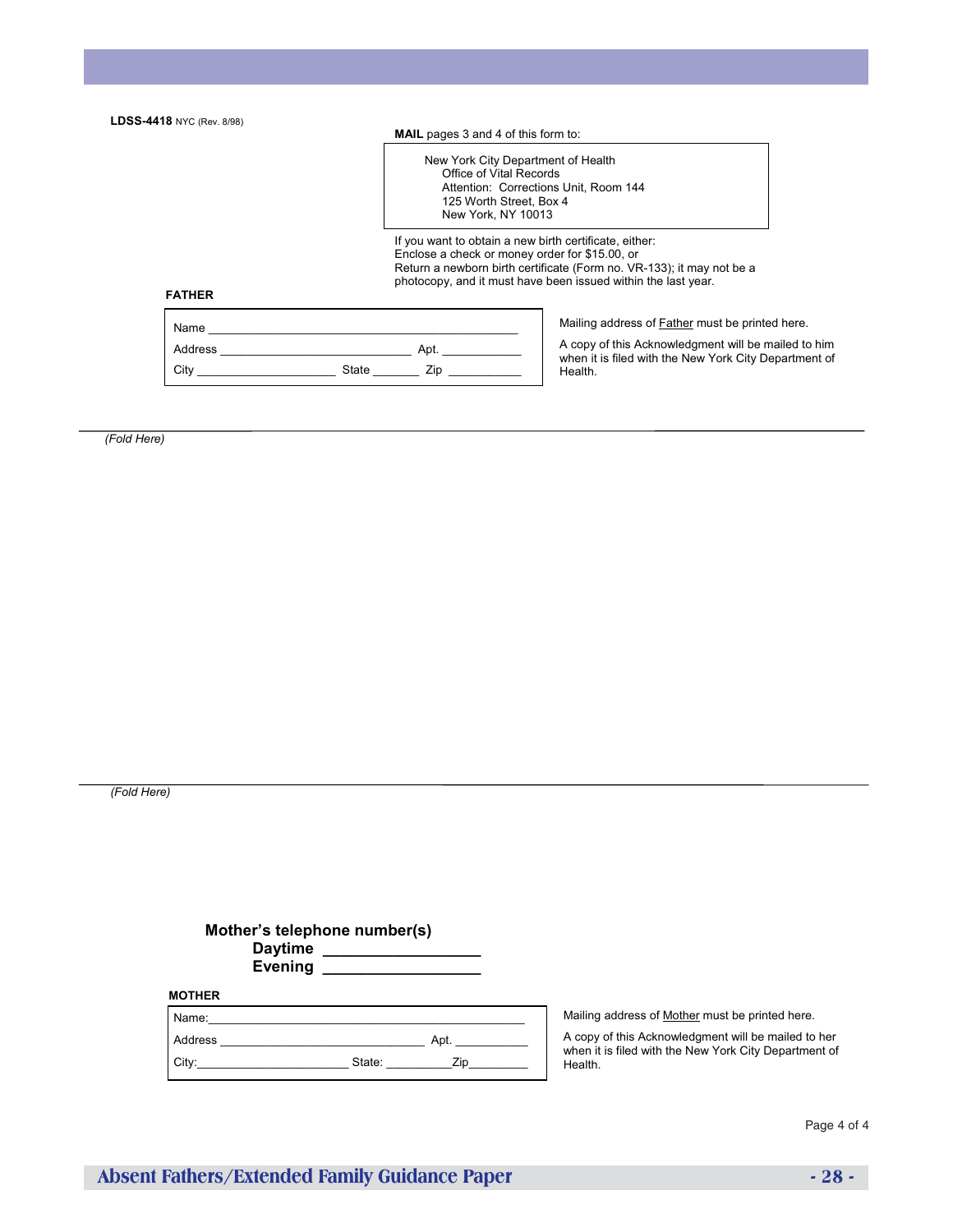**LDSS-4418** NYC (Rev. 8/98)

**MAIL** pages 3 and 4 of this form to:

> New York City Department of Health
> Office of Vital Records
> Attention: Corrections Unit, Room 144
> 125 Worth Street, Box 4
> New York, NY 10013

If you want to obtain a new birth certificate, either:
Enclose a check or money order for $15.00, or
Return a newborn birth certificate (Form no. VR-133); it may not be a photocopy, and it must have been issued within the last year.

**FATHER**

Name ______________________________________________

Address ____________________________ Apt. ___________

City ____________________ State _______ Zip ___________

Mailing address of Father must be printed here.

A copy of this Acknowledgment will be mailed to him when it is filed with the New York City Department of Health.

*(Fold Here)*

*(Fold Here)*

**Mother's telephone number(s)**
**Daytime** _________________
**Evening** _________________

**MOTHER**

Name:______________________________________________

Address ____________________________ Apt. ___________

City:_____________________ State: _________Zip_________

Mailing address of Mother must be printed here.

A copy of this Acknowledgment will be mailed to her when it is filed with the New York City Department of Health.